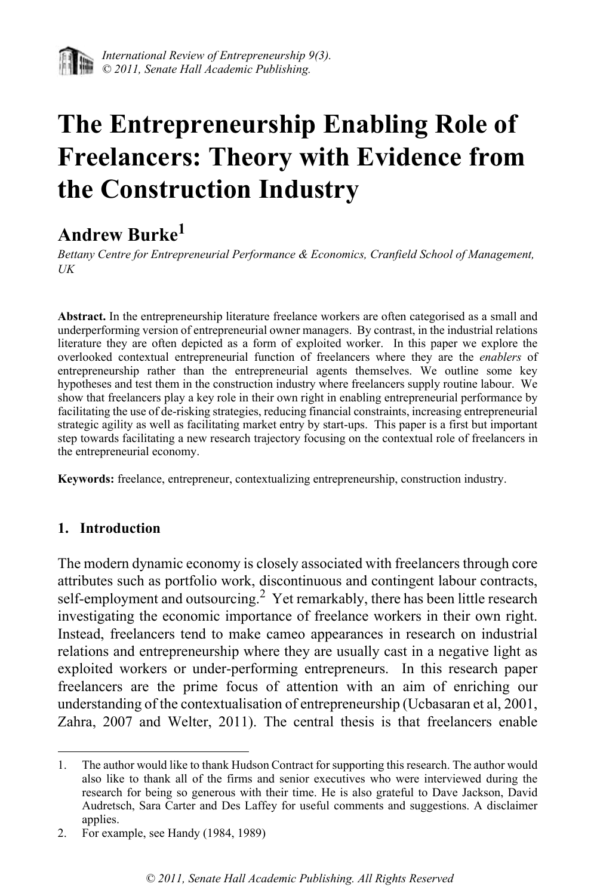# The Entrepreneurship Enabling Role of Freelancers: Theory with Evidence from the Construction Industry

## Andrew Burke[1]

*Bettany Centre for Entrepreneurial Performance & Economics, Cranfield School of Management, UK*

**Abstract.** In the entrepreneurship literature freelance workers are often categorised as a small and underperforming version of entrepreneurial owner managers. By contrast, in the industrial relations literature they are often depicted as a form of exploited worker. In this paper we explore the overlooked contextual entrepreneurial function of freelancers where they are the *enablers* of entrepreneurship rather than the entrepreneurial agents themselves. We outline some key hypotheses and test them in the construction industry where freelancers supply routine labour. We show that freelancers play a key role in their own right in enabling entrepreneurial performance by facilitating the use of de-risking strategies, reducing financial constraints, increasing entrepreneurial strategic agility as well as facilitating market entry by start-ups. This paper is a first but important step towards facilitating a new research trajectory focusing on the contextual role of freelancers in the entrepreneurial economy.

**Keywords:** freelance, entrepreneur, contextualizing entrepreneurship, construction industry.

## 1. Introduction

The modern dynamic economy is closely associated with freelancers through core attributes such as portfolio work, discontinuous and contingent labour contracts, self-employment and outsourcing.[2] Yet remarkably, there has been little research investigating the economic importance of freelance workers in their own right. Instead, freelancers tend to make cameo appearances in research on industrial relations and entrepreneurship where they are usually cast in a negative light as exploited workers or under-performing entrepreneurs. In this research paper freelancers are the prime focus of attention with an aim of enriching our understanding of the contextualisation of entrepreneurship (Ucbasaran et al, 2001, Zahra, 2007 and Welter, 2011). The central thesis is that freelancers enable

---

1. The author would like to thank Hudson Contract for supporting this research. The author would also like to thank all of the firms and senior executives who were interviewed during the research for being so generous with their time. He is also grateful to Dave Jackson, David Audretsch, Sara Carter and Des Laffey for useful comments and suggestions. A disclaimer applies.
2. For example, see Handy (1984, 1989)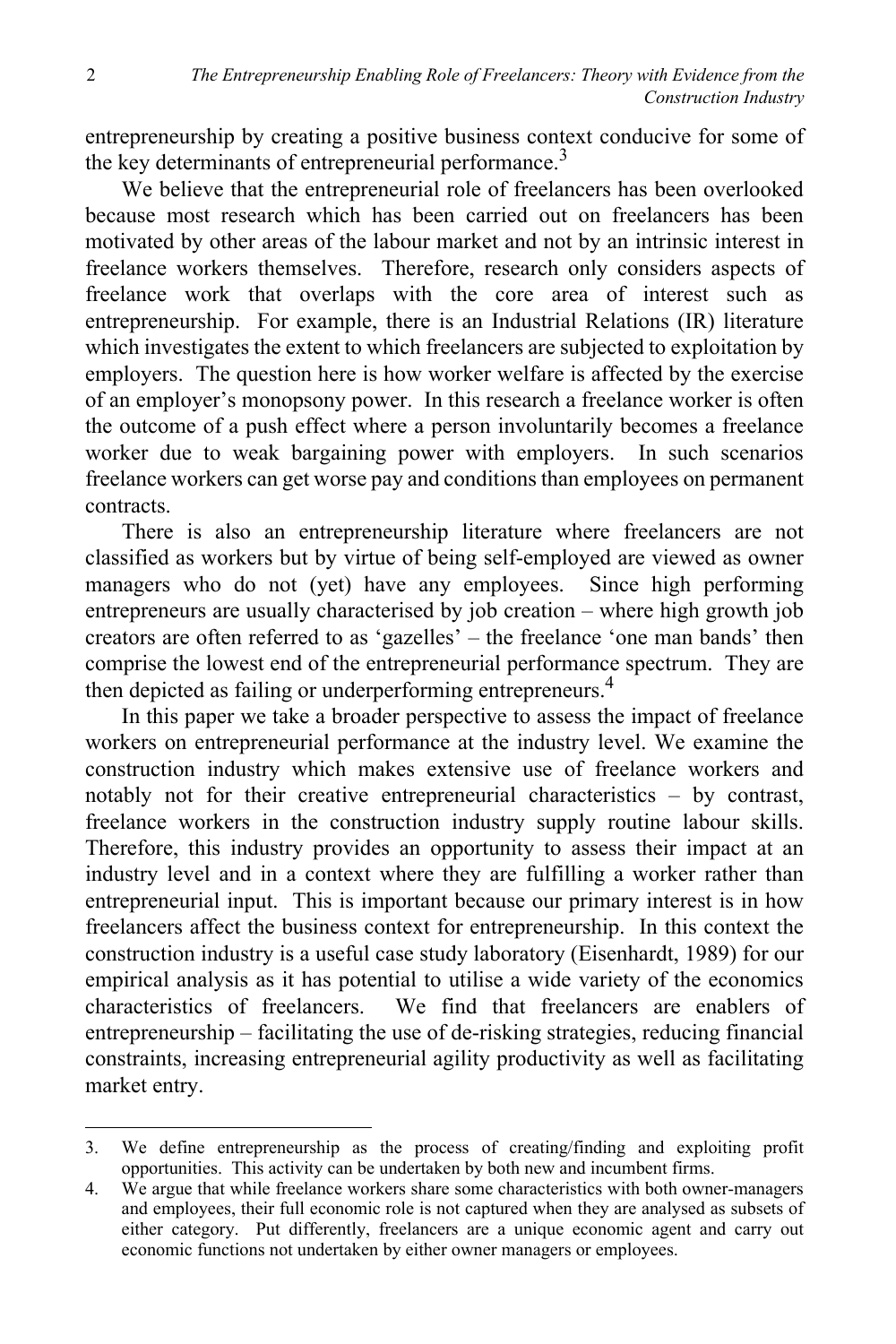entrepreneurship by creating a positive business context conducive for some of the key determinants of entrepreneurial performance.[3]

We believe that the entrepreneurial role of freelancers has been overlooked because most research which has been carried out on freelancers has been motivated by other areas of the labour market and not by an intrinsic interest in freelance workers themselves. Therefore, research only considers aspects of freelance work that overlaps with the core area of interest such as entrepreneurship. For example, there is an Industrial Relations (IR) literature which investigates the extent to which freelancers are subjected to exploitation by employers. The question here is how worker welfare is affected by the exercise of an employer's monopsony power. In this research a freelance worker is often the outcome of a push effect where a person involuntarily becomes a freelance worker due to weak bargaining power with employers. In such scenarios freelance workers can get worse pay and conditions than employees on permanent contracts.

There is also an entrepreneurship literature where freelancers are not classified as workers but by virtue of being self-employed are viewed as owner managers who do not (yet) have any employees. Since high performing entrepreneurs are usually characterised by job creation – where high growth job creators are often referred to as 'gazelles' – the freelance 'one man bands' then comprise the lowest end of the entrepreneurial performance spectrum. They are then depicted as failing or underperforming entrepreneurs.[4]

In this paper we take a broader perspective to assess the impact of freelance workers on entrepreneurial performance at the industry level. We examine the construction industry which makes extensive use of freelance workers and notably not for their creative entrepreneurial characteristics – by contrast, freelance workers in the construction industry supply routine labour skills. Therefore, this industry provides an opportunity to assess their impact at an industry level and in a context where they are fulfilling a worker rather than entrepreneurial input. This is important because our primary interest is in how freelancers affect the business context for entrepreneurship. In this context the construction industry is a useful case study laboratory (Eisenhardt, 1989) for our empirical analysis as it has potential to utilise a wide variety of the economics characteristics of freelancers. We find that freelancers are enablers of entrepreneurship – facilitating the use of de-risking strategies, reducing financial constraints, increasing entrepreneurial agility productivity as well as facilitating market entry.

---

3. We define entrepreneurship as the process of creating/finding and exploiting profit opportunities. This activity can be undertaken by both new and incumbent firms.
4. We argue that while freelance workers share some characteristics with both owner-managers and employees, their full economic role is not captured when they are analysed as subsets of either category. Put differently, freelancers are a unique economic agent and carry out economic functions not undertaken by either owner managers or employees.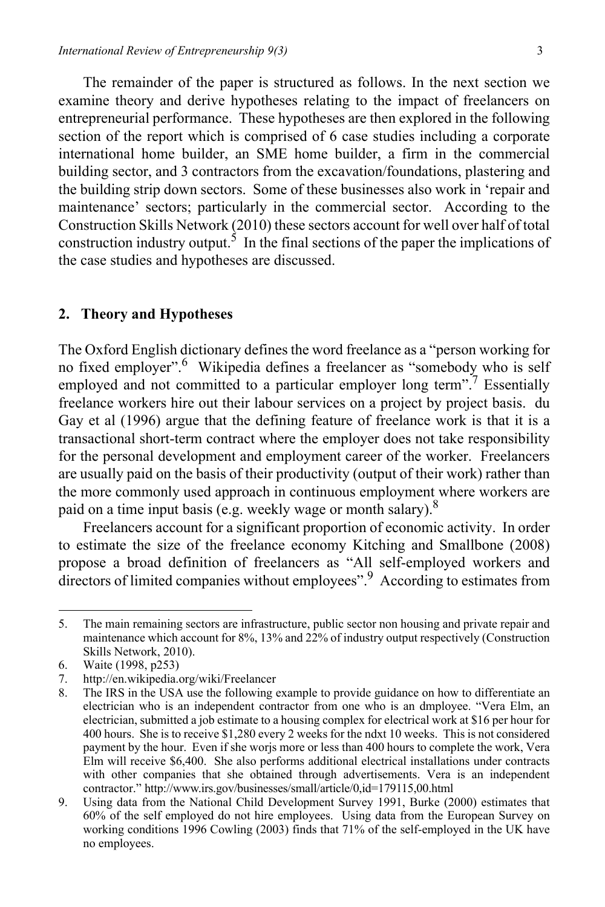The remainder of the paper is structured as follows. In the next section we examine theory and derive hypotheses relating to the impact of freelancers on entrepreneurial performance. These hypotheses are then explored in the following section of the report which is comprised of 6 case studies including a corporate international home builder, an SME home builder, a firm in the commercial building sector, and 3 contractors from the excavation/foundations, plastering and the building strip down sectors. Some of these businesses also work in 'repair and maintenance' sectors; particularly in the commercial sector. According to the Construction Skills Network (2010) these sectors account for well over half of total construction industry output.[5] In the final sections of the paper the implications of the case studies and hypotheses are discussed.

## 2. Theory and Hypotheses

The Oxford English dictionary defines the word freelance as a "person working for no fixed employer".[6] Wikipedia defines a freelancer as "somebody who is self employed and not committed to a particular employer long term".[7] Essentially freelance workers hire out their labour services on a project by project basis. du Gay et al (1996) argue that the defining feature of freelance work is that it is a transactional short-term contract where the employer does not take responsibility for the personal development and employment career of the worker. Freelancers are usually paid on the basis of their productivity (output of their work) rather than the more commonly used approach in continuous employment where workers are paid on a time input basis (e.g. weekly wage or month salary).[8]

Freelancers account for a significant proportion of economic activity. In order to estimate the size of the freelance economy Kitching and Smallbone (2008) propose a broad definition of freelancers as "All self-employed workers and directors of limited companies without employees".[9] According to estimates from

---

5. The main remaining sectors are infrastructure, public sector non housing and private repair and maintenance which account for 8%, 13% and 22% of industry output respectively (Construction Skills Network, 2010).
6. Waite (1998, p253)
7. http://en.wikipedia.org/wiki/Freelancer
8. The IRS in the USA use the following example to provide guidance on how to differentiate an electrician who is an independent contractor from one who is an dmployee. "Vera Elm, an electrician, submitted a job estimate to a housing complex for electrical work at $16 per hour for 400 hours. She is to receive $1,280 every 2 weeks for the ndxt 10 weeks. This is not considered payment by the hour. Even if she worjs more or less than 400 hours to complete the work, Vera Elm will receive $6,400. She also performs additional electrical installations under contracts with other companies that she obtained through advertisements. Vera is an independent contractor." http://www.irs.gov/businesses/small/article/0,id=179115,00.html
9. Using data from the National Child Development Survey 1991, Burke (2000) estimates that 60% of the self employed do not hire employees. Using data from the European Survey on working conditions 1996 Cowling (2003) finds that 71% of the self-employed in the UK have no employees.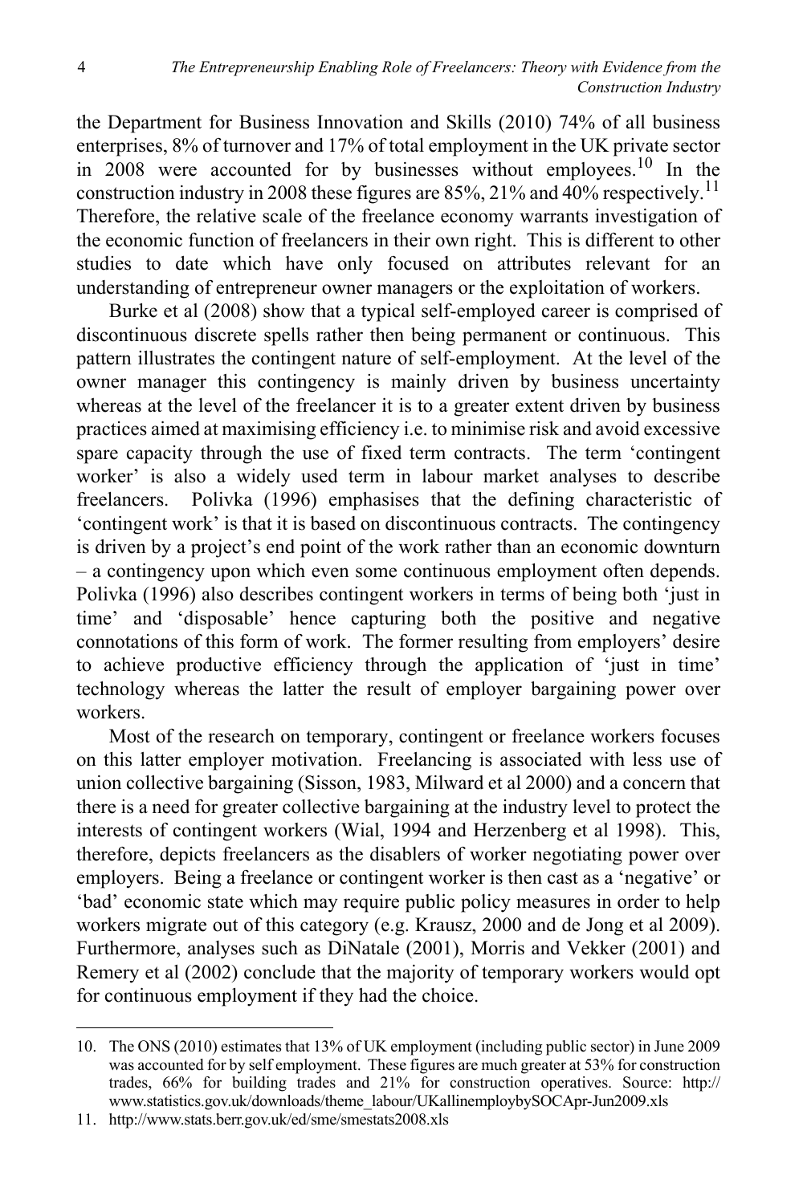the Department for Business Innovation and Skills (2010) 74% of all business enterprises, 8% of turnover and 17% of total employment in the UK private sector in 2008 were accounted for by businesses without employees.[10] In the construction industry in 2008 these figures are 85%, 21% and 40% respectively.[11] Therefore, the relative scale of the freelance economy warrants investigation of the economic function of freelancers in their own right. This is different to other studies to date which have only focused on attributes relevant for an understanding of entrepreneur owner managers or the exploitation of workers.

Burke et al (2008) show that a typical self-employed career is comprised of discontinuous discrete spells rather then being permanent or continuous. This pattern illustrates the contingent nature of self-employment. At the level of the owner manager this contingency is mainly driven by business uncertainty whereas at the level of the freelancer it is to a greater extent driven by business practices aimed at maximising efficiency i.e. to minimise risk and avoid excessive spare capacity through the use of fixed term contracts. The term 'contingent worker' is also a widely used term in labour market analyses to describe freelancers. Polivka (1996) emphasises that the defining characteristic of 'contingent work' is that it is based on discontinuous contracts. The contingency is driven by a project's end point of the work rather than an economic downturn – a contingency upon which even some continuous employment often depends. Polivka (1996) also describes contingent workers in terms of being both 'just in time' and 'disposable' hence capturing both the positive and negative connotations of this form of work. The former resulting from employers' desire to achieve productive efficiency through the application of 'just in time' technology whereas the latter the result of employer bargaining power over workers.

Most of the research on temporary, contingent or freelance workers focuses on this latter employer motivation. Freelancing is associated with less use of union collective bargaining (Sisson, 1983, Milward et al 2000) and a concern that there is a need for greater collective bargaining at the industry level to protect the interests of contingent workers (Wial, 1994 and Herzenberg et al 1998). This, therefore, depicts freelancers as the disablers of worker negotiating power over employers. Being a freelance or contingent worker is then cast as a 'negative' or 'bad' economic state which may require public policy measures in order to help workers migrate out of this category (e.g. Krausz, 2000 and de Jong et al 2009). Furthermore, analyses such as DiNatale (2001), Morris and Vekker (2001) and Remery et al (2002) conclude that the majority of temporary workers would opt for continuous employment if they had the choice.

10. The ONS (2010) estimates that 13% of UK employment (including public sector) in June 2009 was accounted for by self employment. These figures are much greater at 53% for construction trades, 66% for building trades and 21% for construction operatives. Source: http://www.statistics.gov.uk/downloads/theme_labour/UKallinemploybySOCApr-Jun2009.xls

11. http://www.stats.berr.gov.uk/ed/sme/smestats2008.xls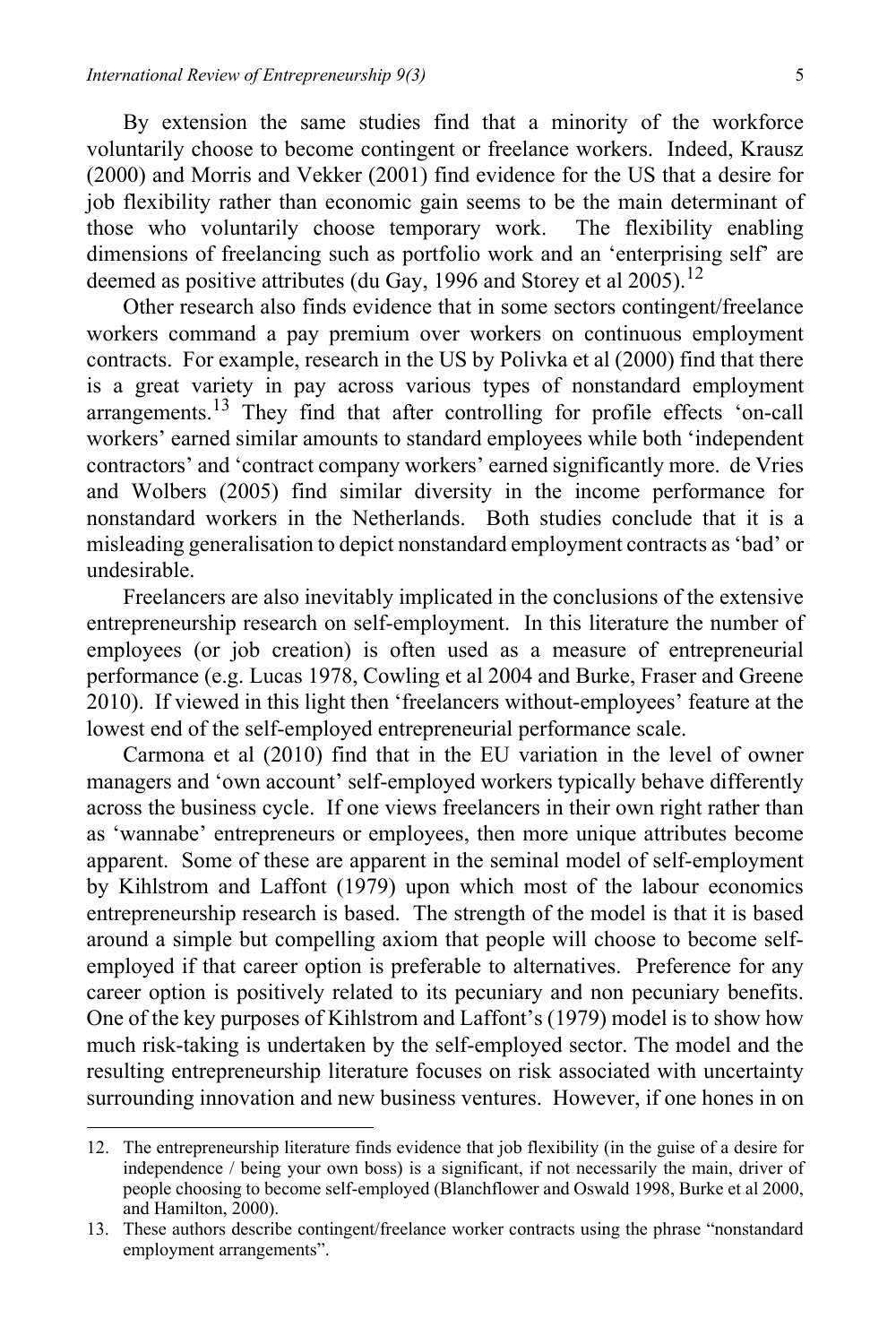By extension the same studies find that a minority of the workforce voluntarily choose to become contingent or freelance workers. Indeed, Krausz (2000) and Morris and Vekker (2001) find evidence for the US that a desire for job flexibility rather than economic gain seems to be the main determinant of those who voluntarily choose temporary work. The flexibility enabling dimensions of freelancing such as portfolio work and an 'enterprising self' are deemed as positive attributes (du Gay, 1996 and Storey et al 2005).[12]

Other research also finds evidence that in some sectors contingent/freelance workers command a pay premium over workers on continuous employment contracts. For example, research in the US by Polivka et al (2000) find that there is a great variety in pay across various types of nonstandard employment arrangements.[13] They find that after controlling for profile effects 'on-call workers' earned similar amounts to standard employees while both 'independent contractors' and 'contract company workers' earned significantly more. de Vries and Wolbers (2005) find similar diversity in the income performance for nonstandard workers in the Netherlands. Both studies conclude that it is a misleading generalisation to depict nonstandard employment contracts as 'bad' or undesirable.

Freelancers are also inevitably implicated in the conclusions of the extensive entrepreneurship research on self-employment. In this literature the number of employees (or job creation) is often used as a measure of entrepreneurial performance (e.g. Lucas 1978, Cowling et al 2004 and Burke, Fraser and Greene 2010). If viewed in this light then 'freelancers without-employees' feature at the lowest end of the self-employed entrepreneurial performance scale.

Carmona et al (2010) find that in the EU variation in the level of owner managers and 'own account' self-employed workers typically behave differently across the business cycle. If one views freelancers in their own right rather than as 'wannabe' entrepreneurs or employees, then more unique attributes become apparent. Some of these are apparent in the seminal model of self-employment by Kihlstrom and Laffont (1979) upon which most of the labour economics entrepreneurship research is based. The strength of the model is that it is based around a simple but compelling axiom that people will choose to become self-employed if that career option is preferable to alternatives. Preference for any career option is positively related to its pecuniary and non pecuniary benefits. One of the key purposes of Kihlstrom and Laffont's (1979) model is to show how much risk-taking is undertaken by the self-employed sector. The model and the resulting entrepreneurship literature focuses on risk associated with uncertainty surrounding innovation and new business ventures. However, if one hones in on

---

12. The entrepreneurship literature finds evidence that job flexibility (in the guise of a desire for independence / being your own boss) is a significant, if not necessarily the main, driver of people choosing to become self-employed (Blanchflower and Oswald 1998, Burke et al 2000, and Hamilton, 2000).

13. These authors describe contingent/freelance worker contracts using the phrase "nonstandard employment arrangements".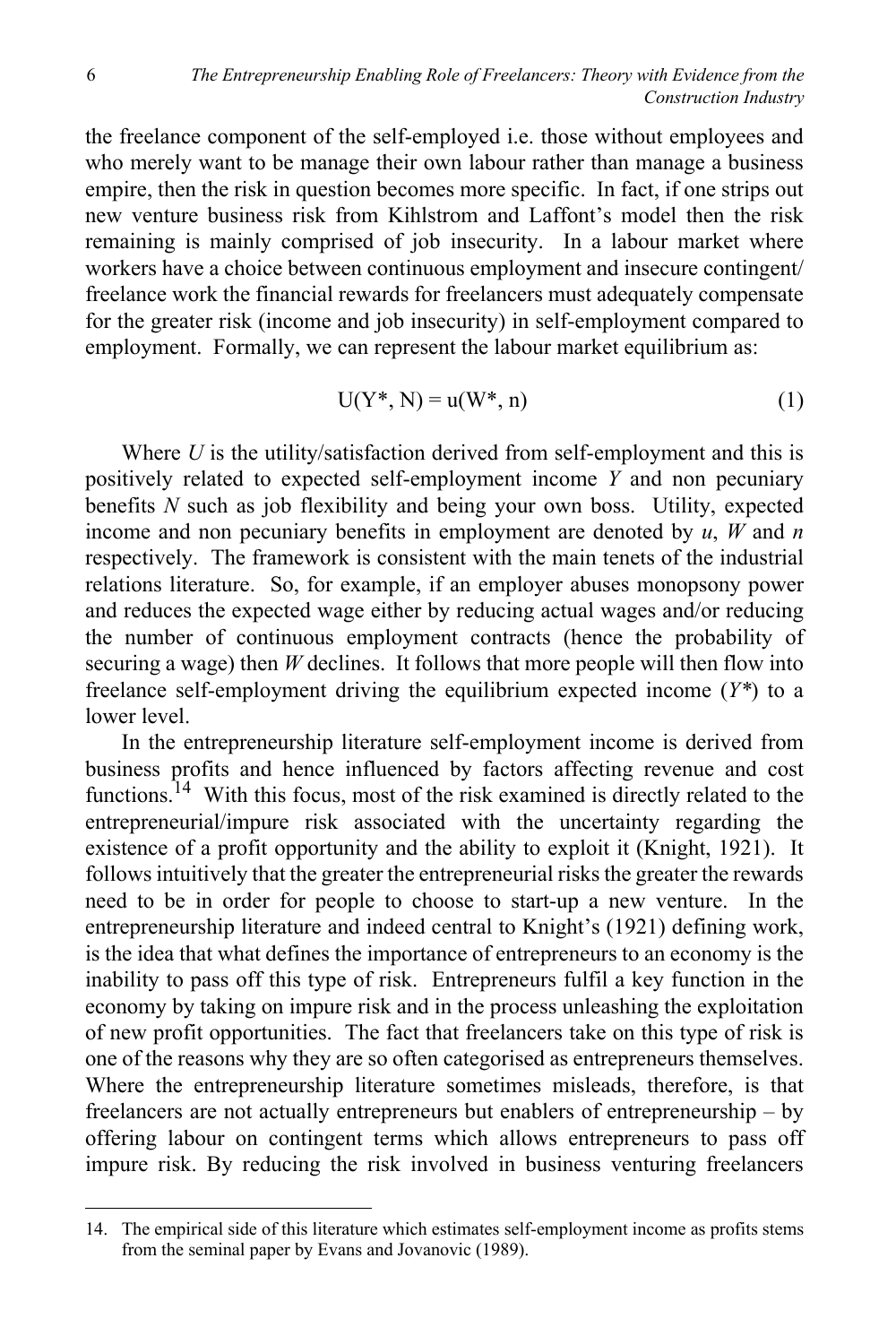the freelance component of the self-employed i.e. those without employees and who merely want to be manage their own labour rather than manage a business empire, then the risk in question becomes more specific. In fact, if one strips out new venture business risk from Kihlstrom and Laffont's model then the risk remaining is mainly comprised of job insecurity. In a labour market where workers have a choice between continuous employment and insecure contingent/ freelance work the financial rewards for freelancers must adequately compensate for the greater risk (income and job insecurity) in self-employment compared to employment. Formally, we can represent the labour market equilibrium as:

$$U(Y^*, N) = u(W^*, n) \tag{1}$$

Where $U$ is the utility/satisfaction derived from self-employment and this is positively related to expected self-employment income $Y$ and non pecuniary benefits $N$ such as job flexibility and being your own boss. Utility, expected income and non pecuniary benefits in employment are denoted by $u$, $W$ and $n$ respectively. The framework is consistent with the main tenets of the industrial relations literature. So, for example, if an employer abuses monopsony power and reduces the expected wage either by reducing actual wages and/or reducing the number of continuous employment contracts (hence the probability of securing a wage) then $W$ declines. It follows that more people will then flow into freelance self-employment driving the equilibrium expected income ($Y^*$) to a lower level.

In the entrepreneurship literature self-employment income is derived from business profits and hence influenced by factors affecting revenue and cost functions.[14] With this focus, most of the risk examined is directly related to the entrepreneurial/impure risk associated with the uncertainty regarding the existence of a profit opportunity and the ability to exploit it (Knight, 1921). It follows intuitively that the greater the entrepreneurial risks the greater the rewards need to be in order for people to choose to start-up a new venture. In the entrepreneurship literature and indeed central to Knight's (1921) defining work, is the idea that what defines the importance of entrepreneurs to an economy is the inability to pass off this type of risk. Entrepreneurs fulfil a key function in the economy by taking on impure risk and in the process unleashing the exploitation of new profit opportunities. The fact that freelancers take on this type of risk is one of the reasons why they are so often categorised as entrepreneurs themselves. Where the entrepreneurship literature sometimes misleads, therefore, is that freelancers are not actually entrepreneurs but enablers of entrepreneurship – by offering labour on contingent terms which allows entrepreneurs to pass off impure risk. By reducing the risk involved in business venturing freelancers

14. The empirical side of this literature which estimates self-employment income as profits stems from the seminal paper by Evans and Jovanovic (1989).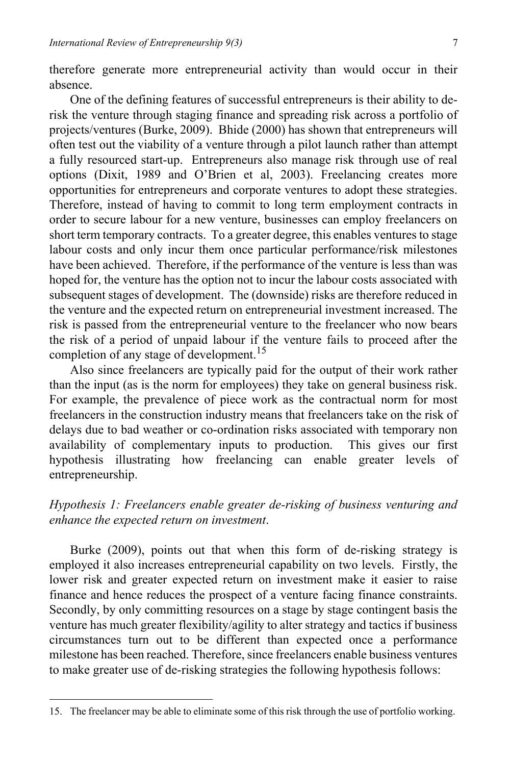therefore generate more entrepreneurial activity than would occur in their absence.

One of the defining features of successful entrepreneurs is their ability to de-risk the venture through staging finance and spreading risk across a portfolio of projects/ventures (Burke, 2009). Bhide (2000) has shown that entrepreneurs will often test out the viability of a venture through a pilot launch rather than attempt a fully resourced start-up. Entrepreneurs also manage risk through use of real options (Dixit, 1989 and O'Brien et al, 2003). Freelancing creates more opportunities for entrepreneurs and corporate ventures to adopt these strategies. Therefore, instead of having to commit to long term employment contracts in order to secure labour for a new venture, businesses can employ freelancers on short term temporary contracts. To a greater degree, this enables ventures to stage labour costs and only incur them once particular performance/risk milestones have been achieved. Therefore, if the performance of the venture is less than was hoped for, the venture has the option not to incur the labour costs associated with subsequent stages of development. The (downside) risks are therefore reduced in the venture and the expected return on entrepreneurial investment increased. The risk is passed from the entrepreneurial venture to the freelancer who now bears the risk of a period of unpaid labour if the venture fails to proceed after the completion of any stage of development.[15]

Also since freelancers are typically paid for the output of their work rather than the input (as is the norm for employees) they take on general business risk. For example, the prevalence of piece work as the contractual norm for most freelancers in the construction industry means that freelancers take on the risk of delays due to bad weather or co-ordination risks associated with temporary non availability of complementary inputs to production. This gives our first hypothesis illustrating how freelancing can enable greater levels of entrepreneurship.

*Hypothesis 1: Freelancers enable greater de-risking of business venturing and enhance the expected return on investment*.

Burke (2009), points out that when this form of de-risking strategy is employed it also increases entrepreneurial capability on two levels. Firstly, the lower risk and greater expected return on investment make it easier to raise finance and hence reduces the prospect of a venture facing finance constraints. Secondly, by only committing resources on a stage by stage contingent basis the venture has much greater flexibility/agility to alter strategy and tactics if business circumstances turn out to be different than expected once a performance milestone has been reached. Therefore, since freelancers enable business ventures to make greater use of de-risking strategies the following hypothesis follows:

15. The freelancer may be able to eliminate some of this risk through the use of portfolio working.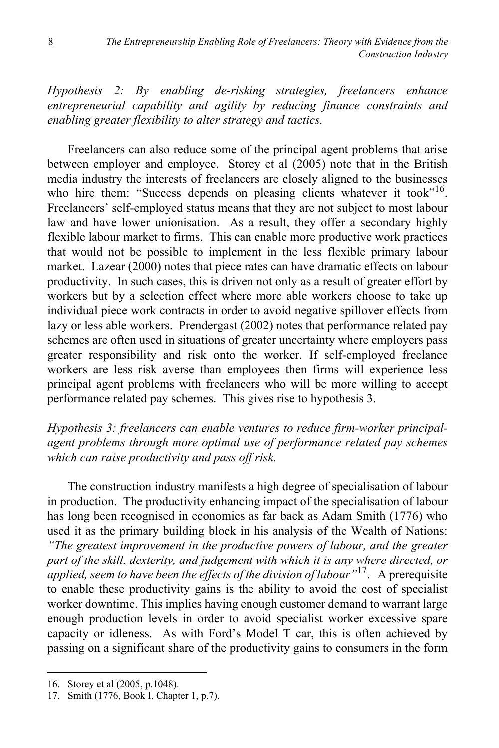*Hypothesis 2: By enabling de-risking strategies, freelancers enhance entrepreneurial capability and agility by reducing finance constraints and enabling greater flexibility to alter strategy and tactics.*

Freelancers can also reduce some of the principal agent problems that arise between employer and employee. Storey et al (2005) note that in the British media industry the interests of freelancers are closely aligned to the businesses who hire them: "Success depends on pleasing clients whatever it took"[16]. Freelancers' self-employed status means that they are not subject to most labour law and have lower unionisation. As a result, they offer a secondary highly flexible labour market to firms. This can enable more productive work practices that would not be possible to implement in the less flexible primary labour market. Lazear (2000) notes that piece rates can have dramatic effects on labour productivity. In such cases, this is driven not only as a result of greater effort by workers but by a selection effect where more able workers choose to take up individual piece work contracts in order to avoid negative spillover effects from lazy or less able workers. Prendergast (2002) notes that performance related pay schemes are often used in situations of greater uncertainty where employers pass greater responsibility and risk onto the worker. If self-employed freelance workers are less risk averse than employees then firms will experience less principal agent problems with freelancers who will be more willing to accept performance related pay schemes. This gives rise to hypothesis 3.

*Hypothesis 3: freelancers can enable ventures to reduce firm-worker principal-agent problems through more optimal use of performance related pay schemes which can raise productivity and pass off risk.*

The construction industry manifests a high degree of specialisation of labour in production. The productivity enhancing impact of the specialisation of labour has long been recognised in economics as far back as Adam Smith (1776) who used it as the primary building block in his analysis of the Wealth of Nations: *"The greatest improvement in the productive powers of labour, and the greater part of the skill, dexterity, and judgement with which it is any where directed, or applied, seem to have been the effects of the division of labour"*[17]. A prerequisite to enable these productivity gains is the ability to avoid the cost of specialist worker downtime. This implies having enough customer demand to warrant large enough production levels in order to avoid specialist worker excessive spare capacity or idleness. As with Ford's Model T car, this is often achieved by passing on a significant share of the productivity gains to consumers in the form

16. Storey et al (2005, p.1048).
17. Smith (1776, Book I, Chapter 1, p.7).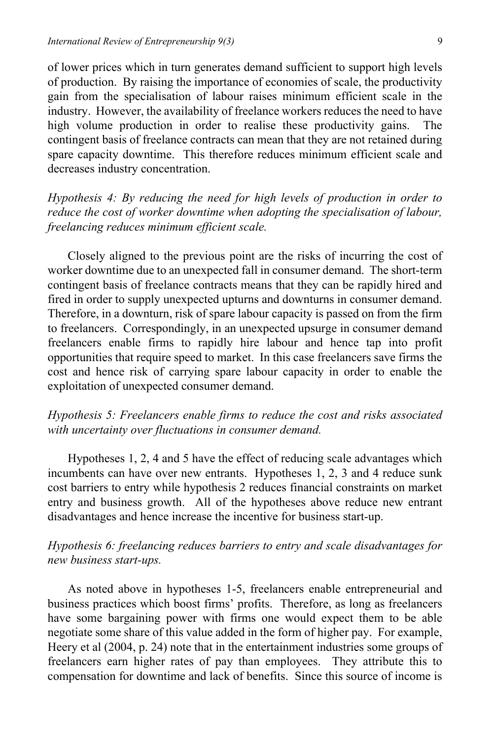of lower prices which in turn generates demand sufficient to support high levels of production. By raising the importance of economies of scale, the productivity gain from the specialisation of labour raises minimum efficient scale in the industry. However, the availability of freelance workers reduces the need to have high volume production in order to realise these productivity gains. The contingent basis of freelance contracts can mean that they are not retained during spare capacity downtime. This therefore reduces minimum efficient scale and decreases industry concentration.

*Hypothesis 4: By reducing the need for high levels of production in order to reduce the cost of worker downtime when adopting the specialisation of labour, freelancing reduces minimum efficient scale.*

Closely aligned to the previous point are the risks of incurring the cost of worker downtime due to an unexpected fall in consumer demand. The short-term contingent basis of freelance contracts means that they can be rapidly hired and fired in order to supply unexpected upturns and downturns in consumer demand. Therefore, in a downturn, risk of spare labour capacity is passed on from the firm to freelancers. Correspondingly, in an unexpected upsurge in consumer demand freelancers enable firms to rapidly hire labour and hence tap into profit opportunities that require speed to market. In this case freelancers save firms the cost and hence risk of carrying spare labour capacity in order to enable the exploitation of unexpected consumer demand.

*Hypothesis 5: Freelancers enable firms to reduce the cost and risks associated with uncertainty over fluctuations in consumer demand.*

Hypotheses 1, 2, 4 and 5 have the effect of reducing scale advantages which incumbents can have over new entrants. Hypotheses 1, 2, 3 and 4 reduce sunk cost barriers to entry while hypothesis 2 reduces financial constraints on market entry and business growth. All of the hypotheses above reduce new entrant disadvantages and hence increase the incentive for business start-up.

*Hypothesis 6: freelancing reduces barriers to entry and scale disadvantages for new business start-ups.*

As noted above in hypotheses 1-5, freelancers enable entrepreneurial and business practices which boost firms' profits. Therefore, as long as freelancers have some bargaining power with firms one would expect them to be able negotiate some share of this value added in the form of higher pay. For example, Heery et al (2004, p. 24) note that in the entertainment industries some groups of freelancers earn higher rates of pay than employees. They attribute this to compensation for downtime and lack of benefits. Since this source of income is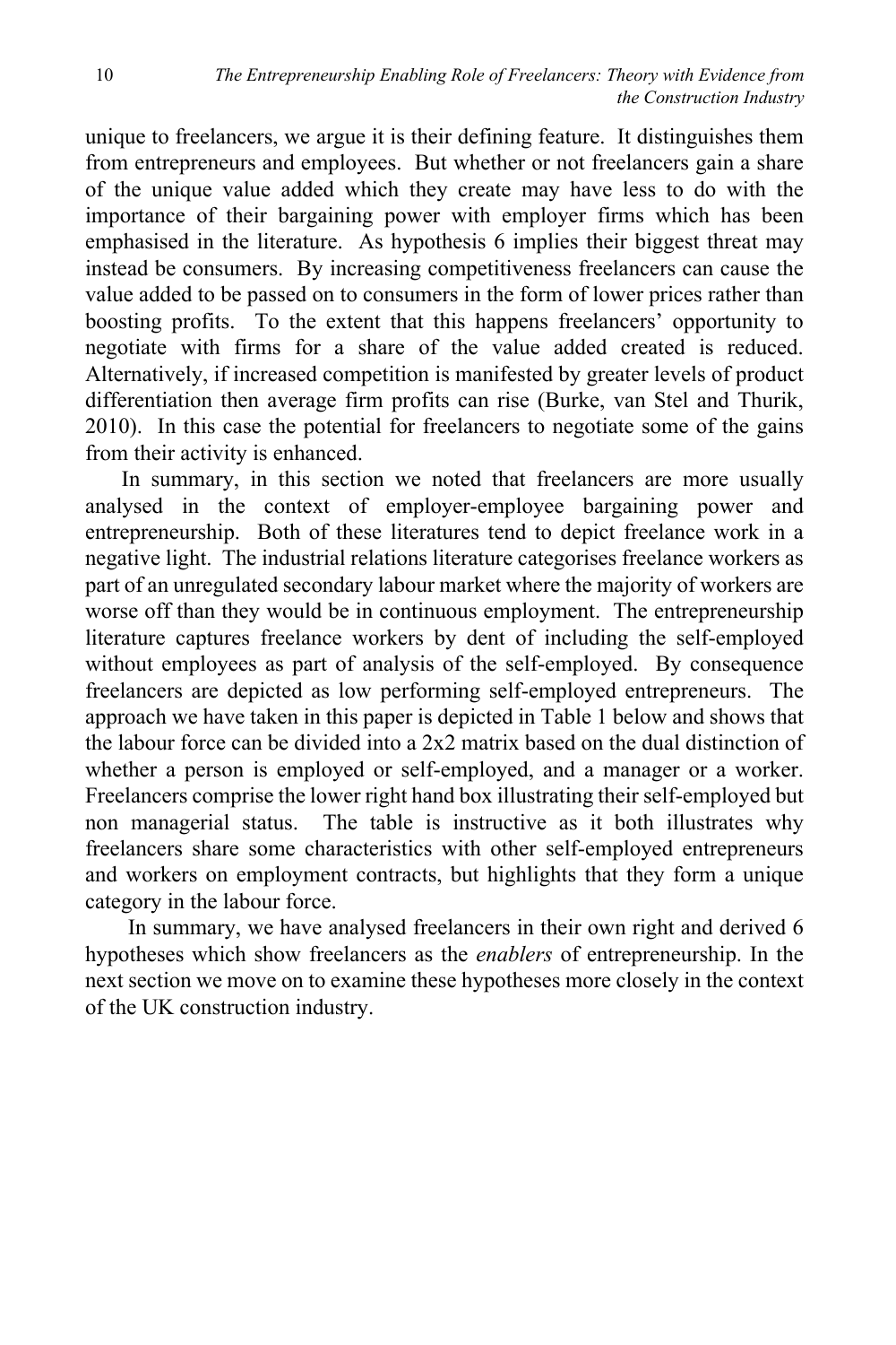unique to freelancers, we argue it is their defining feature. It distinguishes them from entrepreneurs and employees. But whether or not freelancers gain a share of the unique value added which they create may have less to do with the importance of their bargaining power with employer firms which has been emphasised in the literature. As hypothesis 6 implies their biggest threat may instead be consumers. By increasing competitiveness freelancers can cause the value added to be passed on to consumers in the form of lower prices rather than boosting profits. To the extent that this happens freelancers' opportunity to negotiate with firms for a share of the value added created is reduced. Alternatively, if increased competition is manifested by greater levels of product differentiation then average firm profits can rise (Burke, van Stel and Thurik, 2010). In this case the potential for freelancers to negotiate some of the gains from their activity is enhanced.

In summary, in this section we noted that freelancers are more usually analysed in the context of employer-employee bargaining power and entrepreneurship. Both of these literatures tend to depict freelance work in a negative light. The industrial relations literature categorises freelance workers as part of an unregulated secondary labour market where the majority of workers are worse off than they would be in continuous employment. The entrepreneurship literature captures freelance workers by dent of including the self-employed without employees as part of analysis of the self-employed. By consequence freelancers are depicted as low performing self-employed entrepreneurs. The approach we have taken in this paper is depicted in Table 1 below and shows that the labour force can be divided into a 2x2 matrix based on the dual distinction of whether a person is employed or self-employed, and a manager or a worker. Freelancers comprise the lower right hand box illustrating their self-employed but non managerial status. The table is instructive as it both illustrates why freelancers share some characteristics with other self-employed entrepreneurs and workers on employment contracts, but highlights that they form a unique category in the labour force.

In summary, we have analysed freelancers in their own right and derived 6 hypotheses which show freelancers as the *enablers* of entrepreneurship. In the next section we move on to examine these hypotheses more closely in the context of the UK construction industry.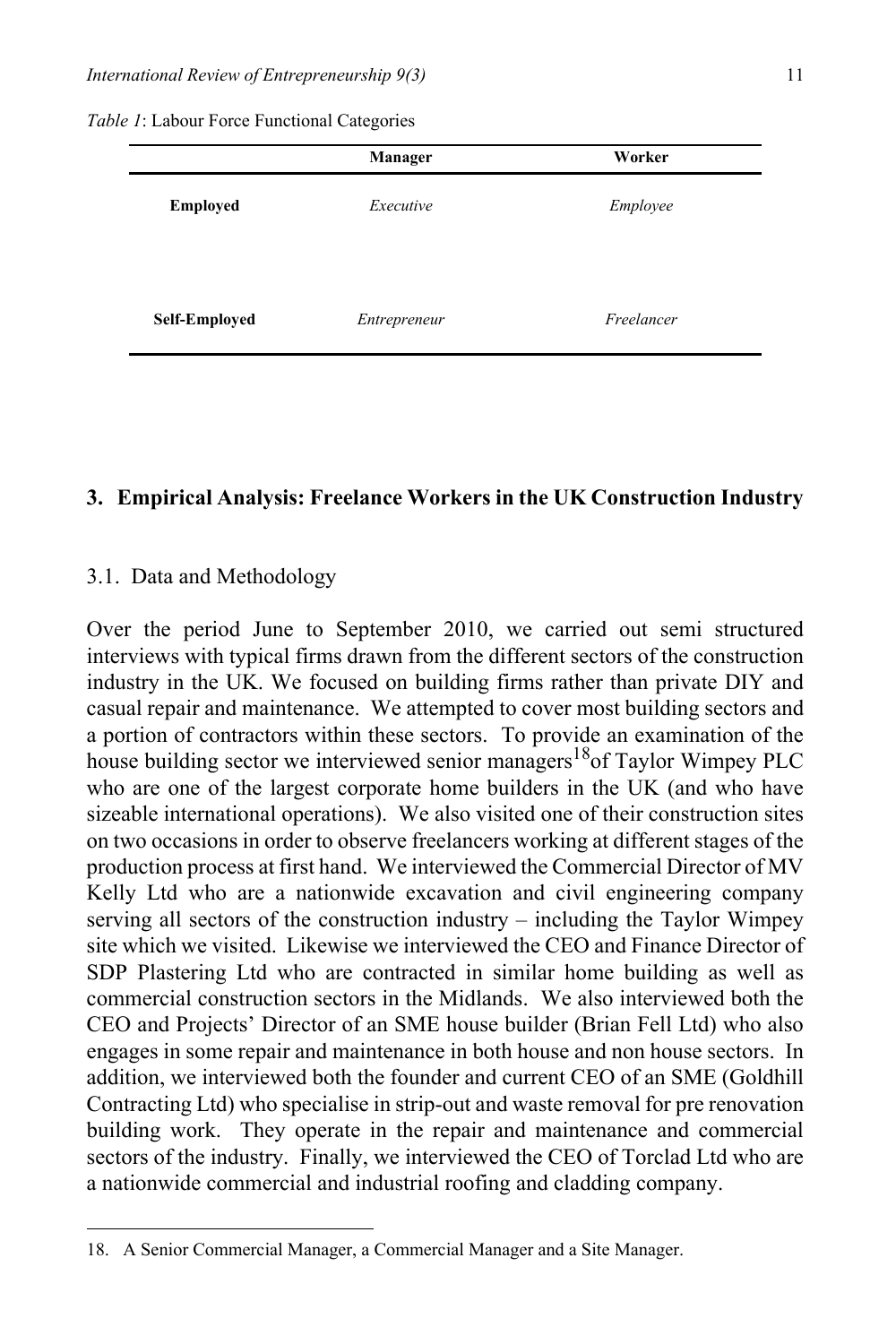*Table 1*: Labour Force Functional Categories

| | Manager | Worker |
|---|---|---|
| **Employed** | *Executive* | *Employee* |
| **Self-Employed** | *Entrepreneur* | *Freelancer* |

## 3. Empirical Analysis: Freelance Workers in the UK Construction Industry

### 3.1. Data and Methodology

Over the period June to September 2010, we carried out semi structured interviews with typical firms drawn from the different sectors of the construction industry in the UK. We focused on building firms rather than private DIY and casual repair and maintenance. We attempted to cover most building sectors and a portion of contractors within these sectors. To provide an examination of the house building sector we interviewed senior managers[18]of Taylor Wimpey PLC who are one of the largest corporate home builders in the UK (and who have sizeable international operations). We also visited one of their construction sites on two occasions in order to observe freelancers working at different stages of the production process at first hand. We interviewed the Commercial Director of MV Kelly Ltd who are a nationwide excavation and civil engineering company serving all sectors of the construction industry – including the Taylor Wimpey site which we visited. Likewise we interviewed the CEO and Finance Director of SDP Plastering Ltd who are contracted in similar home building as well as commercial construction sectors in the Midlands. We also interviewed both the CEO and Projects' Director of an SME house builder (Brian Fell Ltd) who also engages in some repair and maintenance in both house and non house sectors. In addition, we interviewed both the founder and current CEO of an SME (Goldhill Contracting Ltd) who specialise in strip-out and waste removal for pre renovation building work. They operate in the repair and maintenance and commercial sectors of the industry. Finally, we interviewed the CEO of Torclad Ltd who are a nationwide commercial and industrial roofing and cladding company.

18. A Senior Commercial Manager, a Commercial Manager and a Site Manager.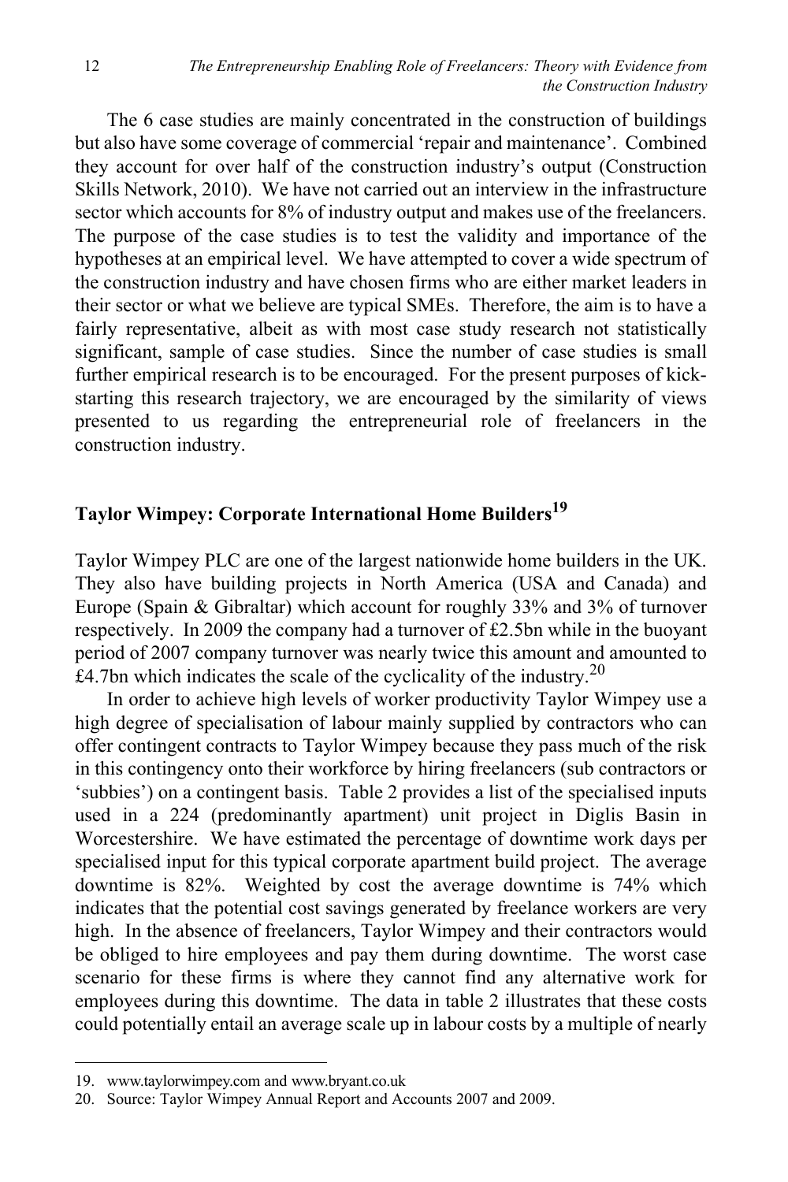The 6 case studies are mainly concentrated in the construction of buildings but also have some coverage of commercial 'repair and maintenance'. Combined they account for over half of the construction industry's output (Construction Skills Network, 2010). We have not carried out an interview in the infrastructure sector which accounts for 8% of industry output and makes use of the freelancers. The purpose of the case studies is to test the validity and importance of the hypotheses at an empirical level. We have attempted to cover a wide spectrum of the construction industry and have chosen firms who are either market leaders in their sector or what we believe are typical SMEs. Therefore, the aim is to have a fairly representative, albeit as with most case study research not statistically significant, sample of case studies. Since the number of case studies is small further empirical research is to be encouraged. For the present purposes of kick-starting this research trajectory, we are encouraged by the similarity of views presented to us regarding the entrepreneurial role of freelancers in the construction industry.

## Taylor Wimpey: Corporate International Home Builders[19]

Taylor Wimpey PLC are one of the largest nationwide home builders in the UK. They also have building projects in North America (USA and Canada) and Europe (Spain & Gibraltar) which account for roughly 33% and 3% of turnover respectively. In 2009 the company had a turnover of £2.5bn while in the buoyant period of 2007 company turnover was nearly twice this amount and amounted to £4.7bn which indicates the scale of the cyclicality of the industry.[20]

In order to achieve high levels of worker productivity Taylor Wimpey use a high degree of specialisation of labour mainly supplied by contractors who can offer contingent contracts to Taylor Wimpey because they pass much of the risk in this contingency onto their workforce by hiring freelancers (sub contractors or 'subbies') on a contingent basis. Table 2 provides a list of the specialised inputs used in a 224 (predominantly apartment) unit project in Diglis Basin in Worcestershire. We have estimated the percentage of downtime work days per specialised input for this typical corporate apartment build project. The average downtime is 82%. Weighted by cost the average downtime is 74% which indicates that the potential cost savings generated by freelance workers are very high. In the absence of freelancers, Taylor Wimpey and their contractors would be obliged to hire employees and pay them during downtime. The worst case scenario for these firms is where they cannot find any alternative work for employees during this downtime. The data in table 2 illustrates that these costs could potentially entail an average scale up in labour costs by a multiple of nearly

19. www.taylorwimpey.com and www.bryant.co.uk
20. Source: Taylor Wimpey Annual Report and Accounts 2007 and 2009.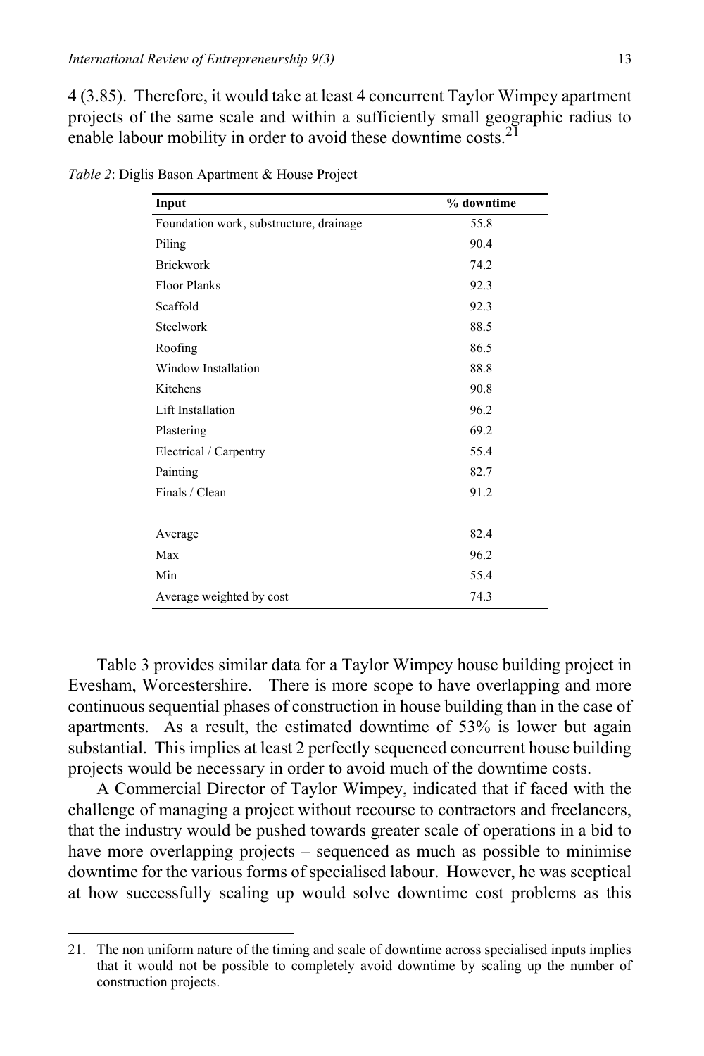4 (3.85). Therefore, it would take at least 4 concurrent Taylor Wimpey apartment projects of the same scale and within a sufficiently small geographic radius to enable labour mobility in order to avoid these downtime costs.[21]

*Table 2*: Diglis Bason Apartment & House Project

| Input | % downtime |
|---|---|
| Foundation work, substructure, drainage | 55.8 |
| Piling | 90.4 |
| Brickwork | 74.2 |
| Floor Planks | 92.3 |
| Scaffold | 92.3 |
| Steelwork | 88.5 |
| Roofing | 86.5 |
| Window Installation | 88.8 |
| Kitchens | 90.8 |
| Lift Installation | 96.2 |
| Plastering | 69.2 |
| Electrical / Carpentry | 55.4 |
| Painting | 82.7 |
| Finals / Clean | 91.2 |
| | |
| Average | 82.4 |
| Max | 96.2 |
| Min | 55.4 |
| Average weighted by cost | 74.3 |

Table 3 provides similar data for a Taylor Wimpey house building project in Evesham, Worcestershire. There is more scope to have overlapping and more continuous sequential phases of construction in house building than in the case of apartments. As a result, the estimated downtime of 53% is lower but again substantial. This implies at least 2 perfectly sequenced concurrent house building projects would be necessary in order to avoid much of the downtime costs.

A Commercial Director of Taylor Wimpey, indicated that if faced with the challenge of managing a project without recourse to contractors and freelancers, that the industry would be pushed towards greater scale of operations in a bid to have more overlapping projects – sequenced as much as possible to minimise downtime for the various forms of specialised labour. However, he was sceptical at how successfully scaling up would solve downtime cost problems as this

21. The non uniform nature of the timing and scale of downtime across specialised inputs implies that it would not be possible to completely avoid downtime by scaling up the number of construction projects.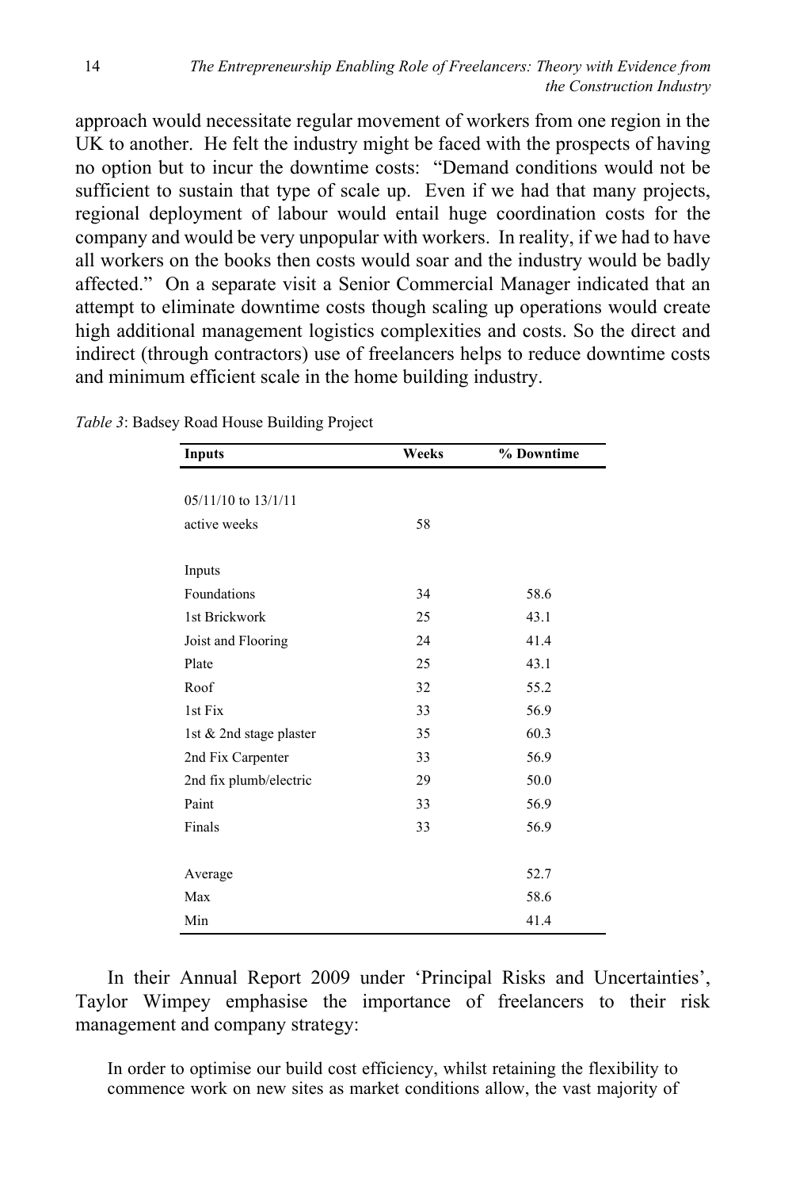approach would necessitate regular movement of workers from one region in the UK to another. He felt the industry might be faced with the prospects of having no option but to incur the downtime costs: "Demand conditions would not be sufficient to sustain that type of scale up. Even if we had that many projects, regional deployment of labour would entail huge coordination costs for the company and would be very unpopular with workers. In reality, if we had to have all workers on the books then costs would soar and the industry would be badly affected." On a separate visit a Senior Commercial Manager indicated that an attempt to eliminate downtime costs though scaling up operations would create high additional management logistics complexities and costs. So the direct and indirect (through contractors) use of freelancers helps to reduce downtime costs and minimum efficient scale in the home building industry.

*Table 3*: Badsey Road House Building Project

| Inputs | Weeks | % Downtime |
|---|---|---|
| 05/11/10 to 13/1/11 | | |
| active weeks | 58 | |
| | | |
| Inputs | | |
| Foundations | 34 | 58.6 |
| 1st Brickwork | 25 | 43.1 |
| Joist and Flooring | 24 | 41.4 |
| Plate | 25 | 43.1 |
| Roof | 32 | 55.2 |
| 1st Fix | 33 | 56.9 |
| 1st & 2nd stage plaster | 35 | 60.3 |
| 2nd Fix Carpenter | 33 | 56.9 |
| 2nd fix plumb/electric | 29 | 50.0 |
| Paint | 33 | 56.9 |
| Finals | 33 | 56.9 |
| | | |
| Average | | 52.7 |
| Max | | 58.6 |
| Min | | 41.4 |

In their Annual Report 2009 under 'Principal Risks and Uncertainties', Taylor Wimpey emphasise the importance of freelancers to their risk management and company strategy:

> In order to optimise our build cost efficiency, whilst retaining the flexibility to commence work on new sites as market conditions allow, the vast majority of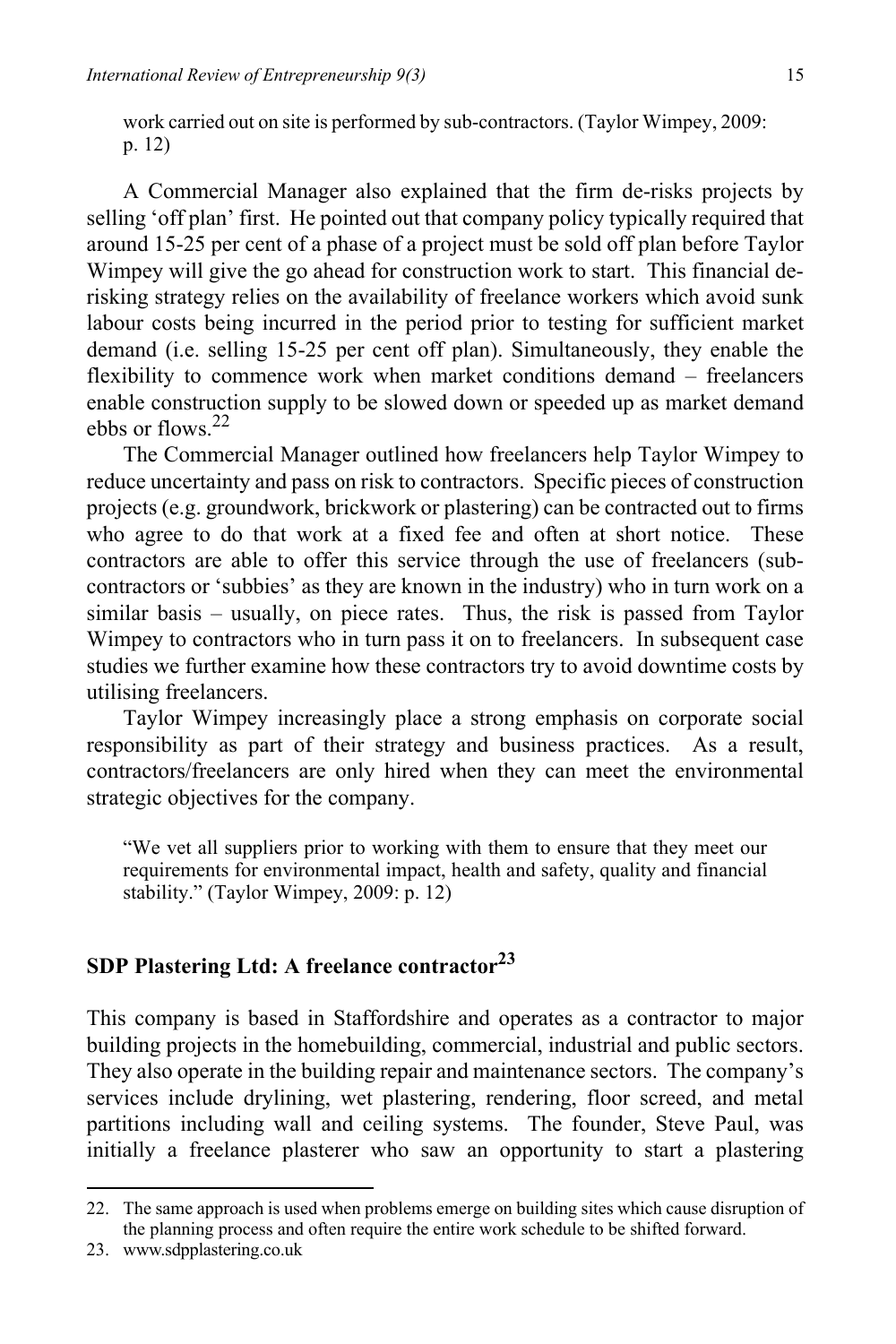work carried out on site is performed by sub-contractors. (Taylor Wimpey, 2009: p. 12)

A Commercial Manager also explained that the firm de-risks projects by selling 'off plan' first. He pointed out that company policy typically required that around 15-25 per cent of a phase of a project must be sold off plan before Taylor Wimpey will give the go ahead for construction work to start. This financial de-risking strategy relies on the availability of freelance workers which avoid sunk labour costs being incurred in the period prior to testing for sufficient market demand (i.e. selling 15-25 per cent off plan). Simultaneously, they enable the flexibility to commence work when market conditions demand – freelancers enable construction supply to be slowed down or speeded up as market demand ebbs or flows.[22]

The Commercial Manager outlined how freelancers help Taylor Wimpey to reduce uncertainty and pass on risk to contractors. Specific pieces of construction projects (e.g. groundwork, brickwork or plastering) can be contracted out to firms who agree to do that work at a fixed fee and often at short notice. These contractors are able to offer this service through the use of freelancers (sub-contractors or 'subbies' as they are known in the industry) who in turn work on a similar basis – usually, on piece rates. Thus, the risk is passed from Taylor Wimpey to contractors who in turn pass it on to freelancers. In subsequent case studies we further examine how these contractors try to avoid downtime costs by utilising freelancers.

Taylor Wimpey increasingly place a strong emphasis on corporate social responsibility as part of their strategy and business practices. As a result, contractors/freelancers are only hired when they can meet the environmental strategic objectives for the company.

> "We vet all suppliers prior to working with them to ensure that they meet our requirements for environmental impact, health and safety, quality and financial stability." (Taylor Wimpey, 2009: p. 12)

## SDP Plastering Ltd: A freelance contractor[23]

This company is based in Staffordshire and operates as a contractor to major building projects in the homebuilding, commercial, industrial and public sectors. They also operate in the building repair and maintenance sectors. The company's services include drylining, wet plastering, rendering, floor screed, and metal partitions including wall and ceiling systems. The founder, Steve Paul, was initially a freelance plasterer who saw an opportunity to start a plastering

22. The same approach is used when problems emerge on building sites which cause disruption of the planning process and often require the entire work schedule to be shifted forward.
23. www.sdpplastering.co.uk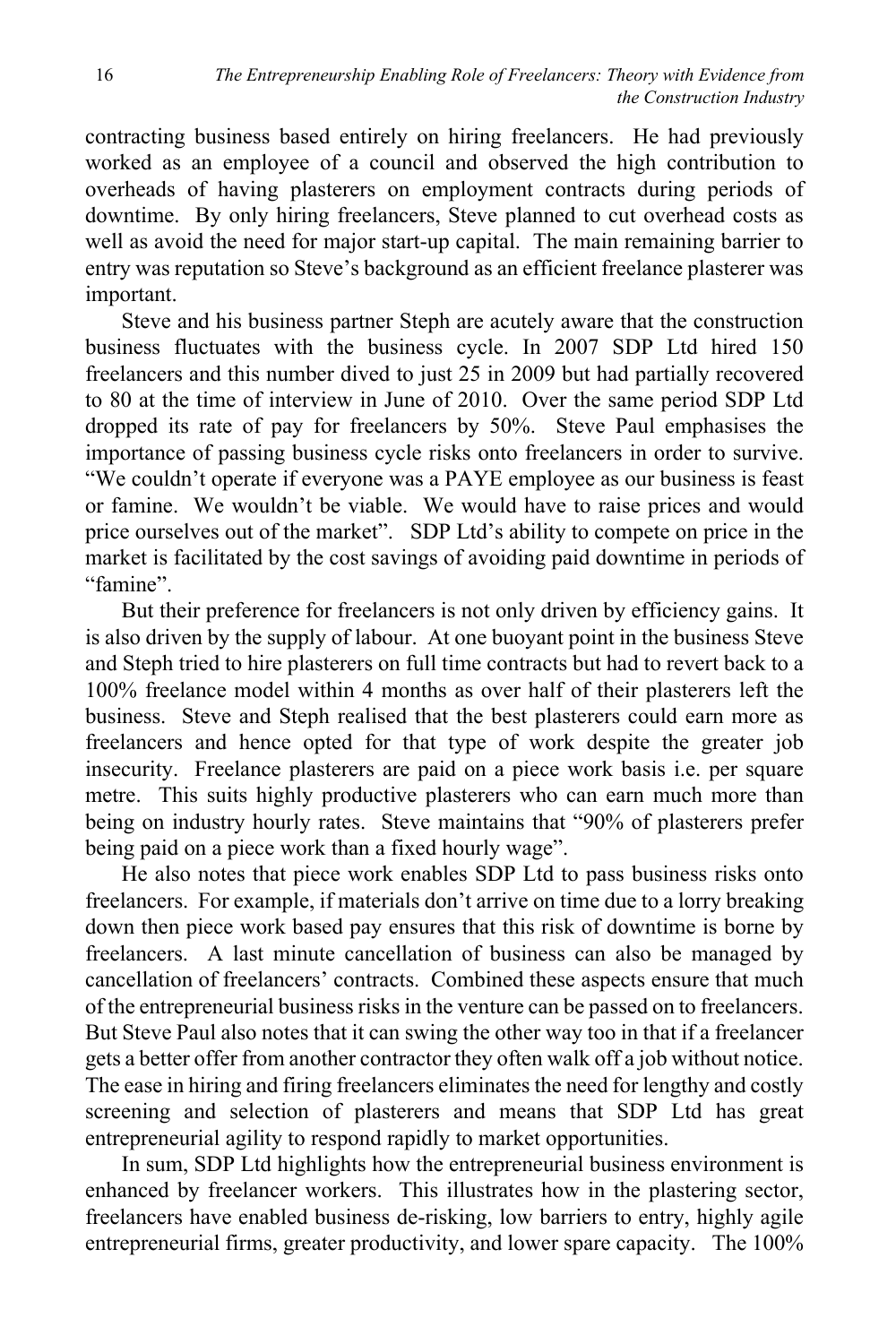contracting business based entirely on hiring freelancers. He had previously worked as an employee of a council and observed the high contribution to overheads of having plasterers on employment contracts during periods of downtime. By only hiring freelancers, Steve planned to cut overhead costs as well as avoid the need for major start-up capital. The main remaining barrier to entry was reputation so Steve's background as an efficient freelance plasterer was important.

Steve and his business partner Steph are acutely aware that the construction business fluctuates with the business cycle. In 2007 SDP Ltd hired 150 freelancers and this number dived to just 25 in 2009 but had partially recovered to 80 at the time of interview in June of 2010. Over the same period SDP Ltd dropped its rate of pay for freelancers by 50%. Steve Paul emphasises the importance of passing business cycle risks onto freelancers in order to survive. "We couldn't operate if everyone was a PAYE employee as our business is feast or famine. We wouldn't be viable. We would have to raise prices and would price ourselves out of the market". SDP Ltd's ability to compete on price in the market is facilitated by the cost savings of avoiding paid downtime in periods of "famine".

But their preference for freelancers is not only driven by efficiency gains. It is also driven by the supply of labour. At one buoyant point in the business Steve and Steph tried to hire plasterers on full time contracts but had to revert back to a 100% freelance model within 4 months as over half of their plasterers left the business. Steve and Steph realised that the best plasterers could earn more as freelancers and hence opted for that type of work despite the greater job insecurity. Freelance plasterers are paid on a piece work basis i.e. per square metre. This suits highly productive plasterers who can earn much more than being on industry hourly rates. Steve maintains that "90% of plasterers prefer being paid on a piece work than a fixed hourly wage".

He also notes that piece work enables SDP Ltd to pass business risks onto freelancers. For example, if materials don't arrive on time due to a lorry breaking down then piece work based pay ensures that this risk of downtime is borne by freelancers. A last minute cancellation of business can also be managed by cancellation of freelancers' contracts. Combined these aspects ensure that much of the entrepreneurial business risks in the venture can be passed on to freelancers. But Steve Paul also notes that it can swing the other way too in that if a freelancer gets a better offer from another contractor they often walk off a job without notice. The ease in hiring and firing freelancers eliminates the need for lengthy and costly screening and selection of plasterers and means that SDP Ltd has great entrepreneurial agility to respond rapidly to market opportunities.

In sum, SDP Ltd highlights how the entrepreneurial business environment is enhanced by freelancer workers. This illustrates how in the plastering sector, freelancers have enabled business de-risking, low barriers to entry, highly agile entrepreneurial firms, greater productivity, and lower spare capacity. The 100%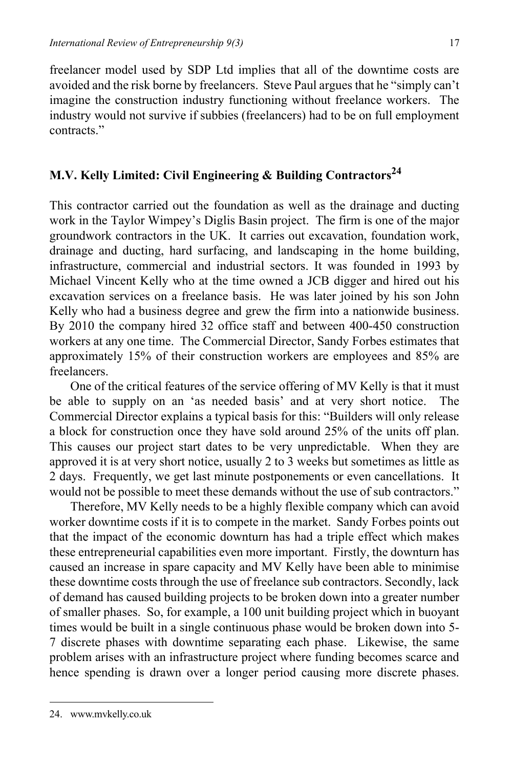freelancer model used by SDP Ltd implies that all of the downtime costs are avoided and the risk borne by freelancers. Steve Paul argues that he "simply can't imagine the construction industry functioning without freelance workers. The industry would not survive if subbies (freelancers) had to be on full employment contracts."

## M.V. Kelly Limited: Civil Engineering & Building Contractors[24]

This contractor carried out the foundation as well as the drainage and ducting work in the Taylor Wimpey's Diglis Basin project. The firm is one of the major groundwork contractors in the UK. It carries out excavation, foundation work, drainage and ducting, hard surfacing, and landscaping in the home building, infrastructure, commercial and industrial sectors. It was founded in 1993 by Michael Vincent Kelly who at the time owned a JCB digger and hired out his excavation services on a freelance basis. He was later joined by his son John Kelly who had a business degree and grew the firm into a nationwide business. By 2010 the company hired 32 office staff and between 400-450 construction workers at any one time. The Commercial Director, Sandy Forbes estimates that approximately 15% of their construction workers are employees and 85% are freelancers.

One of the critical features of the service offering of MV Kelly is that it must be able to supply on an 'as needed basis' and at very short notice. The Commercial Director explains a typical basis for this: "Builders will only release a block for construction once they have sold around 25% of the units off plan. This causes our project start dates to be very unpredictable. When they are approved it is at very short notice, usually 2 to 3 weeks but sometimes as little as 2 days. Frequently, we get last minute postponements or even cancellations. It would not be possible to meet these demands without the use of sub contractors."

Therefore, MV Kelly needs to be a highly flexible company which can avoid worker downtime costs if it is to compete in the market. Sandy Forbes points out that the impact of the economic downturn has had a triple effect which makes these entrepreneurial capabilities even more important. Firstly, the downturn has caused an increase in spare capacity and MV Kelly have been able to minimise these downtime costs through the use of freelance sub contractors. Secondly, lack of demand has caused building projects to be broken down into a greater number of smaller phases. So, for example, a 100 unit building project which in buoyant times would be built in a single continuous phase would be broken down into 5-7 discrete phases with downtime separating each phase. Likewise, the same problem arises with an infrastructure project where funding becomes scarce and hence spending is drawn over a longer period causing more discrete phases.

24. www.mvkelly.co.uk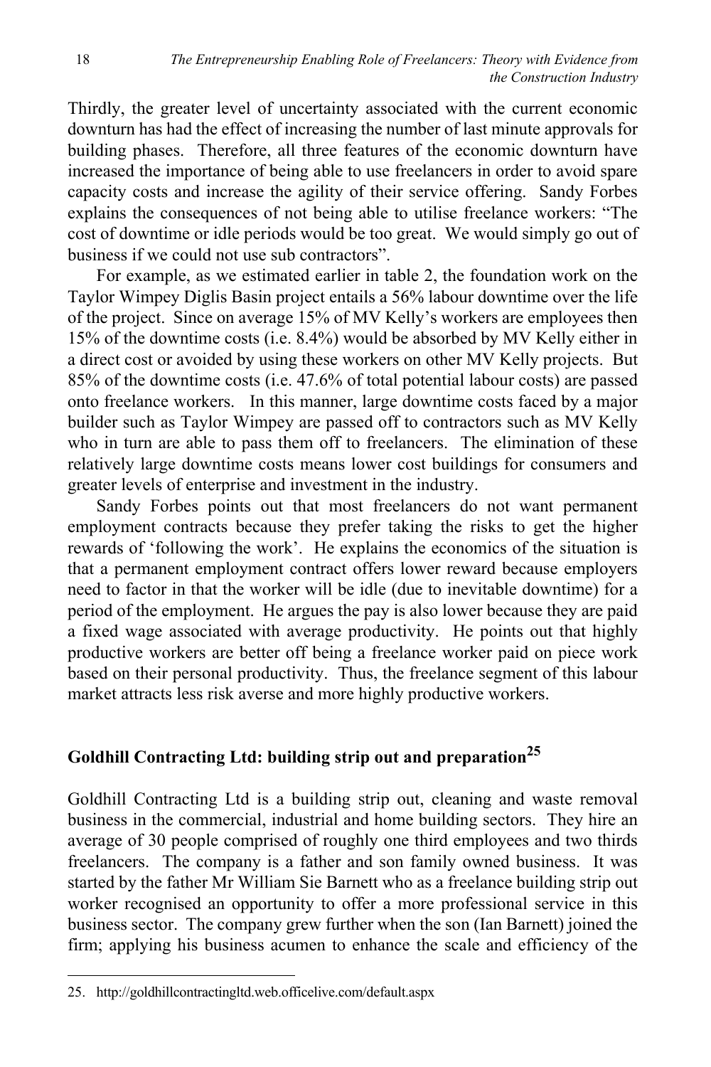Thirdly, the greater level of uncertainty associated with the current economic downturn has had the effect of increasing the number of last minute approvals for building phases. Therefore, all three features of the economic downturn have increased the importance of being able to use freelancers in order to avoid spare capacity costs and increase the agility of their service offering. Sandy Forbes explains the consequences of not being able to utilise freelance workers: "The cost of downtime or idle periods would be too great. We would simply go out of business if we could not use sub contractors".

For example, as we estimated earlier in table 2, the foundation work on the Taylor Wimpey Diglis Basin project entails a 56% labour downtime over the life of the project. Since on average 15% of MV Kelly's workers are employees then 15% of the downtime costs (i.e. 8.4%) would be absorbed by MV Kelly either in a direct cost or avoided by using these workers on other MV Kelly projects. But 85% of the downtime costs (i.e. 47.6% of total potential labour costs) are passed onto freelance workers. In this manner, large downtime costs faced by a major builder such as Taylor Wimpey are passed off to contractors such as MV Kelly who in turn are able to pass them off to freelancers. The elimination of these relatively large downtime costs means lower cost buildings for consumers and greater levels of enterprise and investment in the industry.

Sandy Forbes points out that most freelancers do not want permanent employment contracts because they prefer taking the risks to get the higher rewards of 'following the work'. He explains the economics of the situation is that a permanent employment contract offers lower reward because employers need to factor in that the worker will be idle (due to inevitable downtime) for a period of the employment. He argues the pay is also lower because they are paid a fixed wage associated with average productivity. He points out that highly productive workers are better off being a freelance worker paid on piece work based on their personal productivity. Thus, the freelance segment of this labour market attracts less risk averse and more highly productive workers.

## Goldhill Contracting Ltd: building strip out and preparation[25]

Goldhill Contracting Ltd is a building strip out, cleaning and waste removal business in the commercial, industrial and home building sectors. They hire an average of 30 people comprised of roughly one third employees and two thirds freelancers. The company is a father and son family owned business. It was started by the father Mr William Sie Barnett who as a freelance building strip out worker recognised an opportunity to offer a more professional service in this business sector. The company grew further when the son (Ian Barnett) joined the firm; applying his business acumen to enhance the scale and efficiency of the

25. http://goldhillcontractingltd.web.officelive.com/default.aspx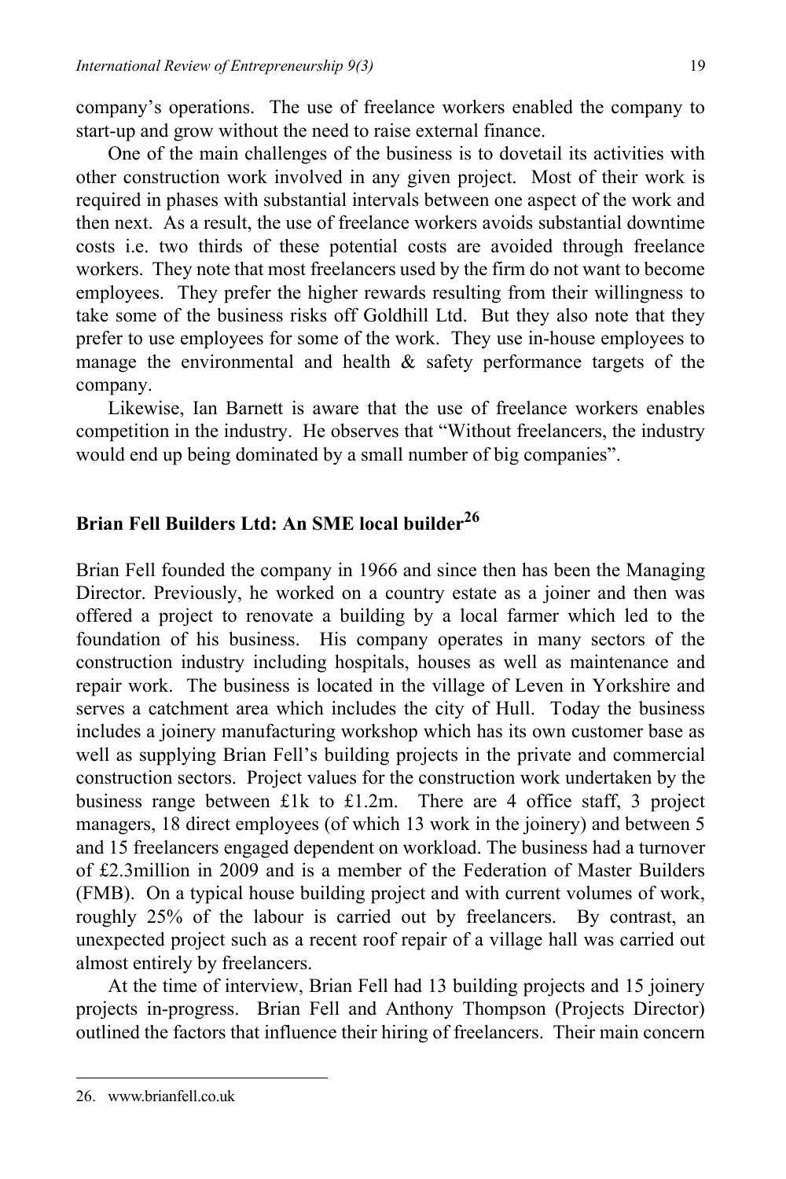company's operations. The use of freelance workers enabled the company to start-up and grow without the need to raise external finance.

One of the main challenges of the business is to dovetail its activities with other construction work involved in any given project. Most of their work is required in phases with substantial intervals between one aspect of the work and then next. As a result, the use of freelance workers avoids substantial downtime costs i.e. two thirds of these potential costs are avoided through freelance workers. They note that most freelancers used by the firm do not want to become employees. They prefer the higher rewards resulting from their willingness to take some of the business risks off Goldhill Ltd. But they also note that they prefer to use employees for some of the work. They use in-house employees to manage the environmental and health & safety performance targets of the company.

Likewise, Ian Barnett is aware that the use of freelance workers enables competition in the industry. He observes that "Without freelancers, the industry would end up being dominated by a small number of big companies".

## Brian Fell Builders Ltd: An SME local builder[26]

Brian Fell founded the company in 1966 and since then has been the Managing Director. Previously, he worked on a country estate as a joiner and then was offered a project to renovate a building by a local farmer which led to the foundation of his business. His company operates in many sectors of the construction industry including hospitals, houses as well as maintenance and repair work. The business is located in the village of Leven in Yorkshire and serves a catchment area which includes the city of Hull. Today the business includes a joinery manufacturing workshop which has its own customer base as well as supplying Brian Fell's building projects in the private and commercial construction sectors. Project values for the construction work undertaken by the business range between £1k to £1.2m. There are 4 office staff, 3 project managers, 18 direct employees (of which 13 work in the joinery) and between 5 and 15 freelancers engaged dependent on workload. The business had a turnover of £2.3million in 2009 and is a member of the Federation of Master Builders (FMB). On a typical house building project and with current volumes of work, roughly 25% of the labour is carried out by freelancers. By contrast, an unexpected project such as a recent roof repair of a village hall was carried out almost entirely by freelancers.

At the time of interview, Brian Fell had 13 building projects and 15 joinery projects in-progress. Brian Fell and Anthony Thompson (Projects Director) outlined the factors that influence their hiring of freelancers. Their main concern

26. www.brianfell.co.uk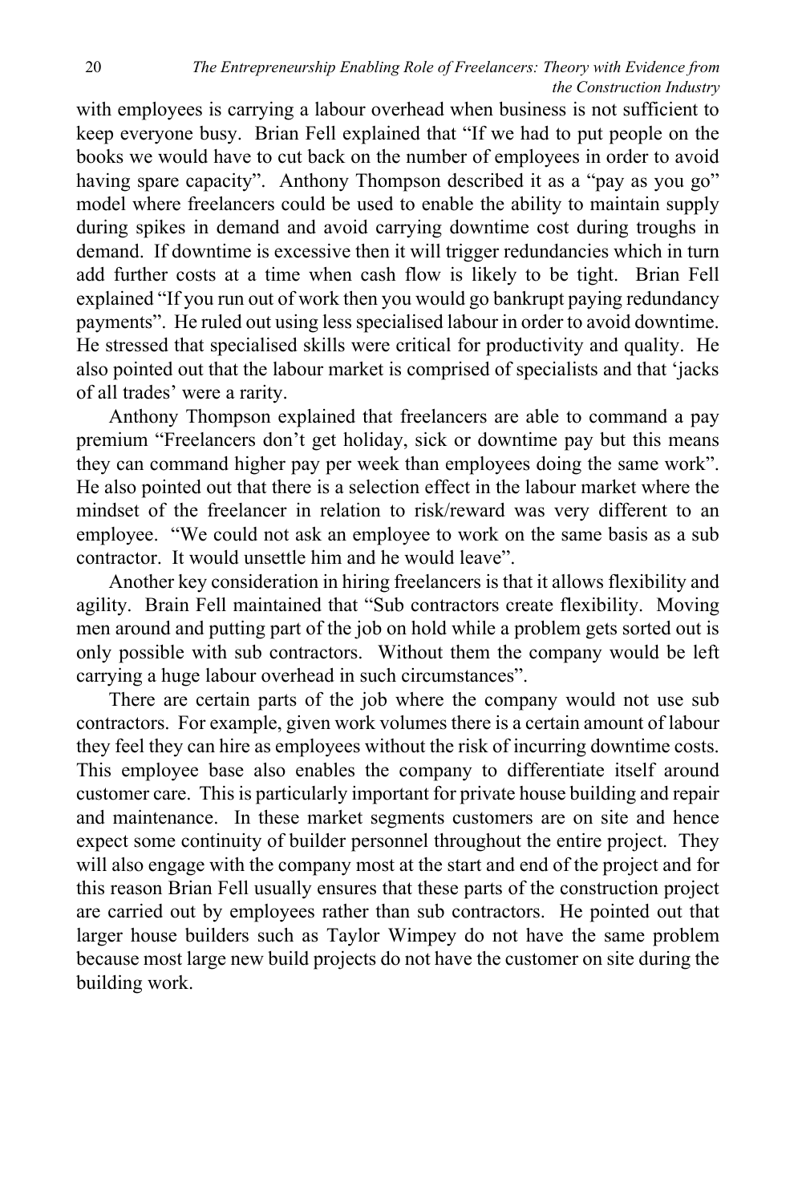with employees is carrying a labour overhead when business is not sufficient to keep everyone busy. Brian Fell explained that "If we had to put people on the books we would have to cut back on the number of employees in order to avoid having spare capacity". Anthony Thompson described it as a "pay as you go" model where freelancers could be used to enable the ability to maintain supply during spikes in demand and avoid carrying downtime cost during troughs in demand. If downtime is excessive then it will trigger redundancies which in turn add further costs at a time when cash flow is likely to be tight. Brian Fell explained "If you run out of work then you would go bankrupt paying redundancy payments". He ruled out using less specialised labour in order to avoid downtime. He stressed that specialised skills were critical for productivity and quality. He also pointed out that the labour market is comprised of specialists and that 'jacks of all trades' were a rarity.

Anthony Thompson explained that freelancers are able to command a pay premium "Freelancers don't get holiday, sick or downtime pay but this means they can command higher pay per week than employees doing the same work". He also pointed out that there is a selection effect in the labour market where the mindset of the freelancer in relation to risk/reward was very different to an employee. "We could not ask an employee to work on the same basis as a sub contractor. It would unsettle him and he would leave".

Another key consideration in hiring freelancers is that it allows flexibility and agility. Brain Fell maintained that "Sub contractors create flexibility. Moving men around and putting part of the job on hold while a problem gets sorted out is only possible with sub contractors. Without them the company would be left carrying a huge labour overhead in such circumstances".

There are certain parts of the job where the company would not use sub contractors. For example, given work volumes there is a certain amount of labour they feel they can hire as employees without the risk of incurring downtime costs. This employee base also enables the company to differentiate itself around customer care. This is particularly important for private house building and repair and maintenance. In these market segments customers are on site and hence expect some continuity of builder personnel throughout the entire project. They will also engage with the company most at the start and end of the project and for this reason Brian Fell usually ensures that these parts of the construction project are carried out by employees rather than sub contractors. He pointed out that larger house builders such as Taylor Wimpey do not have the same problem because most large new build projects do not have the customer on site during the building work.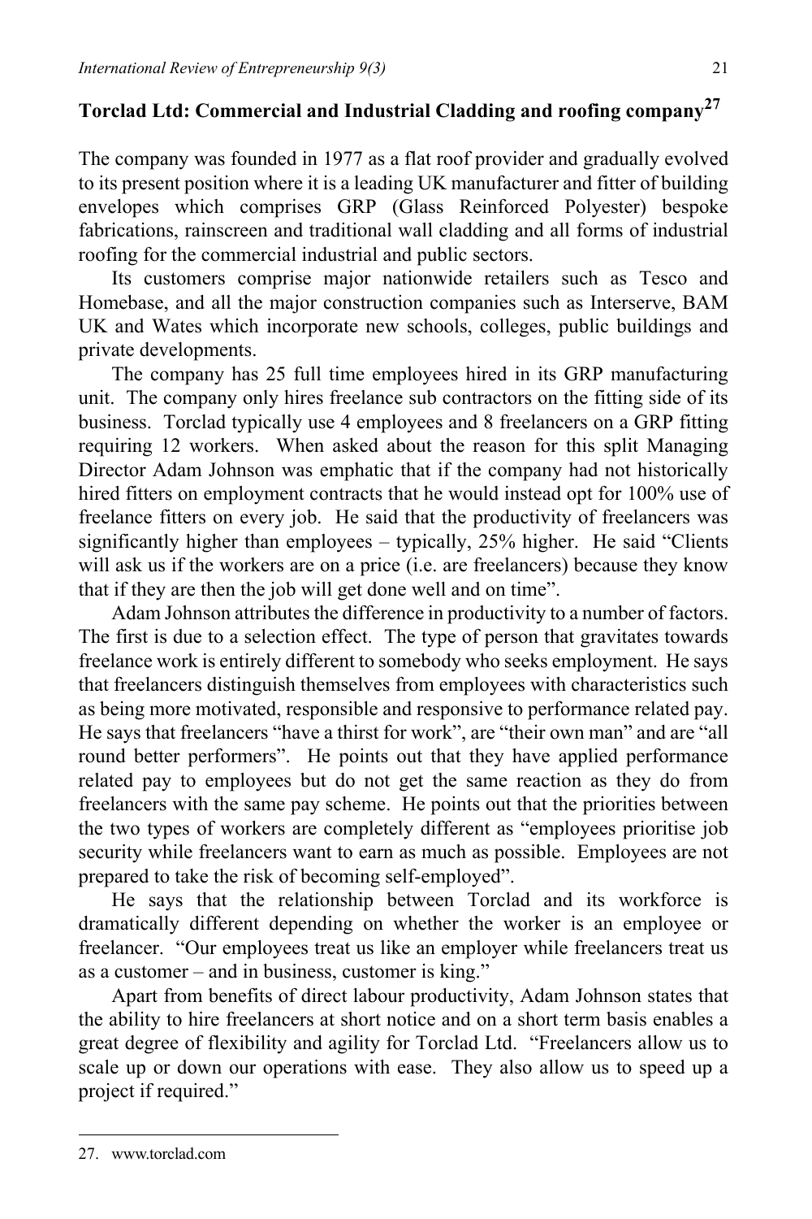## Torclad Ltd: Commercial and Industrial Cladding and roofing company[27]

The company was founded in 1977 as a flat roof provider and gradually evolved to its present position where it is a leading UK manufacturer and fitter of building envelopes which comprises GRP (Glass Reinforced Polyester) bespoke fabrications, rainscreen and traditional wall cladding and all forms of industrial roofing for the commercial industrial and public sectors.

Its customers comprise major nationwide retailers such as Tesco and Homebase, and all the major construction companies such as Interserve, BAM UK and Wates which incorporate new schools, colleges, public buildings and private developments.

The company has 25 full time employees hired in its GRP manufacturing unit. The company only hires freelance sub contractors on the fitting side of its business. Torclad typically use 4 employees and 8 freelancers on a GRP fitting requiring 12 workers. When asked about the reason for this split Managing Director Adam Johnson was emphatic that if the company had not historically hired fitters on employment contracts that he would instead opt for 100% use of freelance fitters on every job. He said that the productivity of freelancers was significantly higher than employees – typically, 25% higher. He said "Clients will ask us if the workers are on a price (i.e. are freelancers) because they know that if they are then the job will get done well and on time".

Adam Johnson attributes the difference in productivity to a number of factors. The first is due to a selection effect. The type of person that gravitates towards freelance work is entirely different to somebody who seeks employment. He says that freelancers distinguish themselves from employees with characteristics such as being more motivated, responsible and responsive to performance related pay. He says that freelancers "have a thirst for work", are "their own man" and are "all round better performers". He points out that they have applied performance related pay to employees but do not get the same reaction as they do from freelancers with the same pay scheme. He points out that the priorities between the two types of workers are completely different as "employees prioritise job security while freelancers want to earn as much as possible. Employees are not prepared to take the risk of becoming self-employed".

He says that the relationship between Torclad and its workforce is dramatically different depending on whether the worker is an employee or freelancer. "Our employees treat us like an employer while freelancers treat us as a customer – and in business, customer is king."

Apart from benefits of direct labour productivity, Adam Johnson states that the ability to hire freelancers at short notice and on a short term basis enables a great degree of flexibility and agility for Torclad Ltd. "Freelancers allow us to scale up or down our operations with ease. They also allow us to speed up a project if required."

---

27. www.torclad.com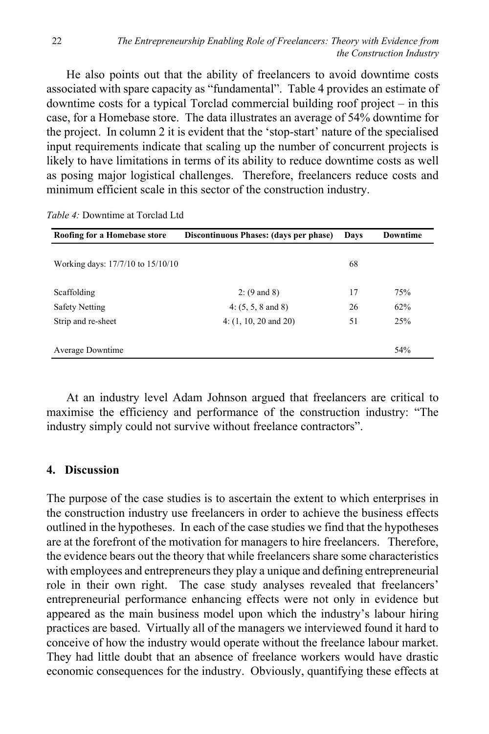He also points out that the ability of freelancers to avoid downtime costs associated with spare capacity as "fundamental". Table 4 provides an estimate of downtime costs for a typical Torclad commercial building roof project – in this case, for a Homebase store. The data illustrates an average of 54% downtime for the project. In column 2 it is evident that the 'stop-start' nature of the specialised input requirements indicate that scaling up the number of concurrent projects is likely to have limitations in terms of its ability to reduce downtime costs as well as posing major logistical challenges. Therefore, freelancers reduce costs and minimum efficient scale in this sector of the construction industry.

*Table 4:* Downtime at Torclad Ltd

| Roofing for a Homebase store | Discontinuous Phases: (days per phase) | Days | Downtime |
|---|---|---|---|
| Working days: 17/7/10 to 15/10/10 | | 68 | |
| Scaffolding | 2: (9 and 8) | 17 | 75% |
| Safety Netting | 4: (5, 5, 8 and 8) | 26 | 62% |
| Strip and re-sheet | 4: (1, 10, 20 and 20) | 51 | 25% |
| Average Downtime | | | 54% |

At an industry level Adam Johnson argued that freelancers are critical to maximise the efficiency and performance of the construction industry: "The industry simply could not survive without freelance contractors".

## 4. Discussion

The purpose of the case studies is to ascertain the extent to which enterprises in the construction industry use freelancers in order to achieve the business effects outlined in the hypotheses. In each of the case studies we find that the hypotheses are at the forefront of the motivation for managers to hire freelancers. Therefore, the evidence bears out the theory that while freelancers share some characteristics with employees and entrepreneurs they play a unique and defining entrepreneurial role in their own right. The case study analyses revealed that freelancers' entrepreneurial performance enhancing effects were not only in evidence but appeared as the main business model upon which the industry's labour hiring practices are based. Virtually all of the managers we interviewed found it hard to conceive of how the industry would operate without the freelance labour market. They had little doubt that an absence of freelance workers would have drastic economic consequences for the industry. Obviously, quantifying these effects at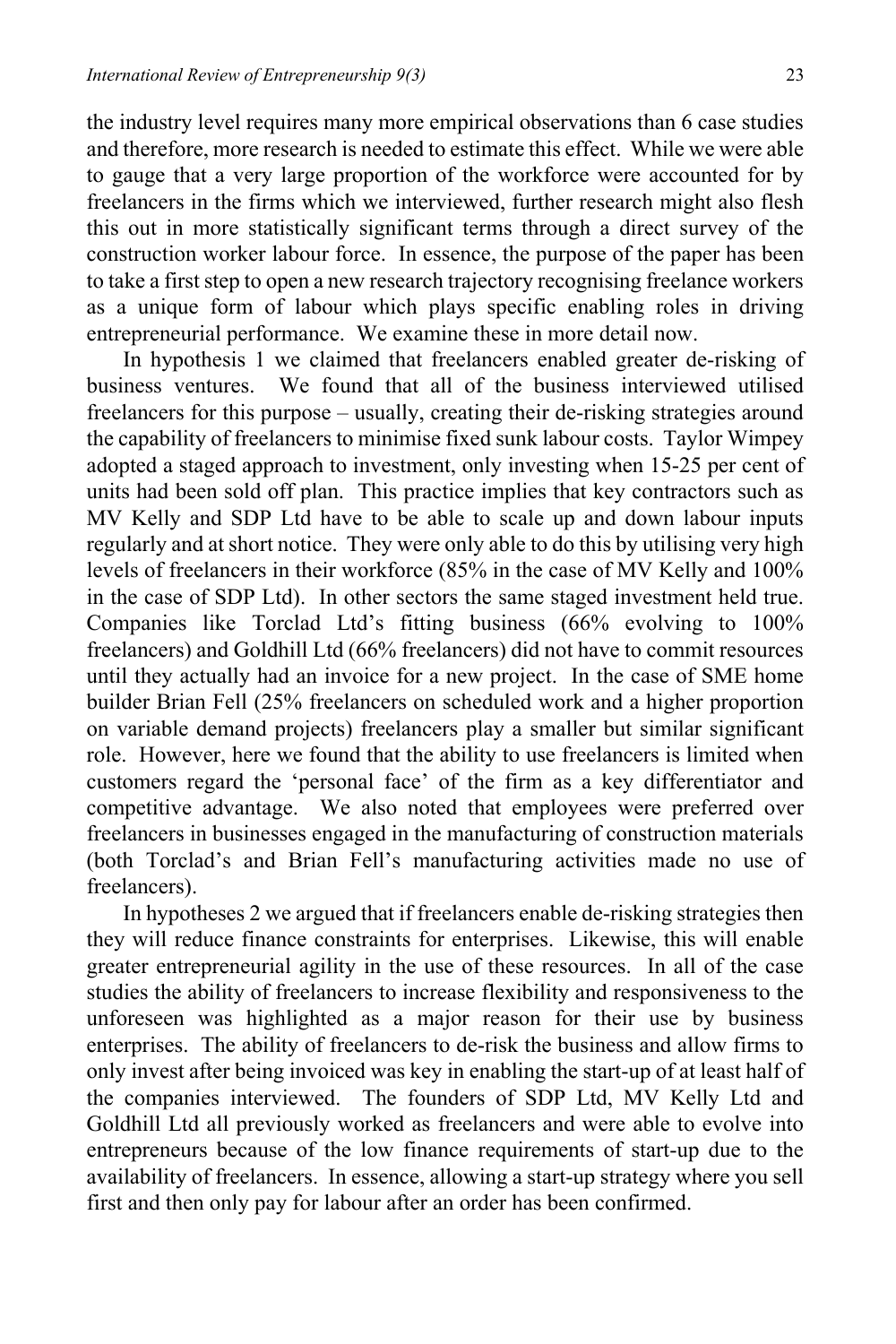the industry level requires many more empirical observations than 6 case studies and therefore, more research is needed to estimate this effect. While we were able to gauge that a very large proportion of the workforce were accounted for by freelancers in the firms which we interviewed, further research might also flesh this out in more statistically significant terms through a direct survey of the construction worker labour force. In essence, the purpose of the paper has been to take a first step to open a new research trajectory recognising freelance workers as a unique form of labour which plays specific enabling roles in driving entrepreneurial performance. We examine these in more detail now.

In hypothesis 1 we claimed that freelancers enabled greater de-risking of business ventures. We found that all of the business interviewed utilised freelancers for this purpose – usually, creating their de-risking strategies around the capability of freelancers to minimise fixed sunk labour costs. Taylor Wimpey adopted a staged approach to investment, only investing when 15-25 per cent of units had been sold off plan. This practice implies that key contractors such as MV Kelly and SDP Ltd have to be able to scale up and down labour inputs regularly and at short notice. They were only able to do this by utilising very high levels of freelancers in their workforce (85% in the case of MV Kelly and 100% in the case of SDP Ltd). In other sectors the same staged investment held true. Companies like Torclad Ltd's fitting business (66% evolving to 100% freelancers) and Goldhill Ltd (66% freelancers) did not have to commit resources until they actually had an invoice for a new project. In the case of SME home builder Brian Fell (25% freelancers on scheduled work and a higher proportion on variable demand projects) freelancers play a smaller but similar significant role. However, here we found that the ability to use freelancers is limited when customers regard the 'personal face' of the firm as a key differentiator and competitive advantage. We also noted that employees were preferred over freelancers in businesses engaged in the manufacturing of construction materials (both Torclad's and Brian Fell's manufacturing activities made no use of freelancers).

In hypotheses 2 we argued that if freelancers enable de-risking strategies then they will reduce finance constraints for enterprises. Likewise, this will enable greater entrepreneurial agility in the use of these resources. In all of the case studies the ability of freelancers to increase flexibility and responsiveness to the unforeseen was highlighted as a major reason for their use by business enterprises. The ability of freelancers to de-risk the business and allow firms to only invest after being invoiced was key in enabling the start-up of at least half of the companies interviewed. The founders of SDP Ltd, MV Kelly Ltd and Goldhill Ltd all previously worked as freelancers and were able to evolve into entrepreneurs because of the low finance requirements of start-up due to the availability of freelancers. In essence, allowing a start-up strategy where you sell first and then only pay for labour after an order has been confirmed.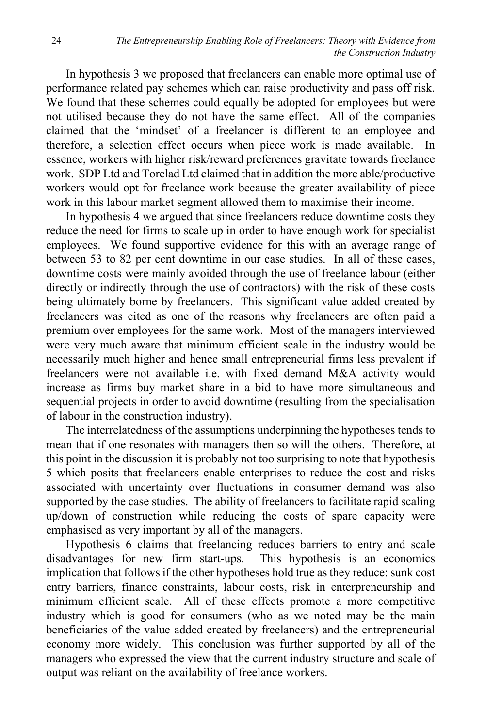In hypothesis 3 we proposed that freelancers can enable more optimal use of performance related pay schemes which can raise productivity and pass off risk. We found that these schemes could equally be adopted for employees but were not utilised because they do not have the same effect. All of the companies claimed that the 'mindset' of a freelancer is different to an employee and therefore, a selection effect occurs when piece work is made available. In essence, workers with higher risk/reward preferences gravitate towards freelance work. SDP Ltd and Torclad Ltd claimed that in addition the more able/productive workers would opt for freelance work because the greater availability of piece work in this labour market segment allowed them to maximise their income.

In hypothesis 4 we argued that since freelancers reduce downtime costs they reduce the need for firms to scale up in order to have enough work for specialist employees. We found supportive evidence for this with an average range of between 53 to 82 per cent downtime in our case studies. In all of these cases, downtime costs were mainly avoided through the use of freelance labour (either directly or indirectly through the use of contractors) with the risk of these costs being ultimately borne by freelancers. This significant value added created by freelancers was cited as one of the reasons why freelancers are often paid a premium over employees for the same work. Most of the managers interviewed were very much aware that minimum efficient scale in the industry would be necessarily much higher and hence small entrepreneurial firms less prevalent if freelancers were not available i.e. with fixed demand M&A activity would increase as firms buy market share in a bid to have more simultaneous and sequential projects in order to avoid downtime (resulting from the specialisation of labour in the construction industry).

The interrelatedness of the assumptions underpinning the hypotheses tends to mean that if one resonates with managers then so will the others. Therefore, at this point in the discussion it is probably not too surprising to note that hypothesis 5 which posits that freelancers enable enterprises to reduce the cost and risks associated with uncertainty over fluctuations in consumer demand was also supported by the case studies. The ability of freelancers to facilitate rapid scaling up/down of construction while reducing the costs of spare capacity were emphasised as very important by all of the managers.

Hypothesis 6 claims that freelancing reduces barriers to entry and scale disadvantages for new firm start-ups. This hypothesis is an economics implication that follows if the other hypotheses hold true as they reduce: sunk cost entry barriers, finance constraints, labour costs, risk in enterpreneurship and minimum efficient scale. All of these effects promote a more competitive industry which is good for consumers (who as we noted may be the main beneficiaries of the value added created by freelancers) and the entrepreneurial economy more widely. This conclusion was further supported by all of the managers who expressed the view that the current industry structure and scale of output was reliant on the availability of freelance workers.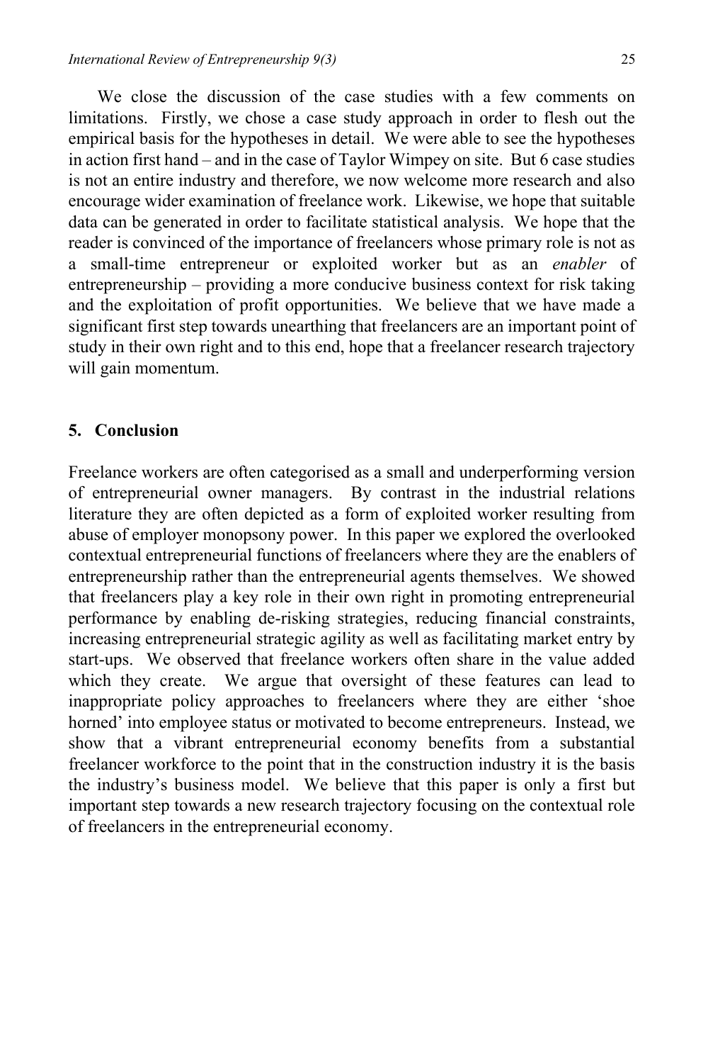We close the discussion of the case studies with a few comments on limitations. Firstly, we chose a case study approach in order to flesh out the empirical basis for the hypotheses in detail. We were able to see the hypotheses in action first hand – and in the case of Taylor Wimpey on site. But 6 case studies is not an entire industry and therefore, we now welcome more research and also encourage wider examination of freelance work. Likewise, we hope that suitable data can be generated in order to facilitate statistical analysis. We hope that the reader is convinced of the importance of freelancers whose primary role is not as a small-time entrepreneur or exploited worker but as an *enabler* of entrepreneurship – providing a more conducive business context for risk taking and the exploitation of profit opportunities. We believe that we have made a significant first step towards unearthing that freelancers are an important point of study in their own right and to this end, hope that a freelancer research trajectory will gain momentum.

## 5. Conclusion

Freelance workers are often categorised as a small and underperforming version of entrepreneurial owner managers. By contrast in the industrial relations literature they are often depicted as a form of exploited worker resulting from abuse of employer monopsony power. In this paper we explored the overlooked contextual entrepreneurial functions of freelancers where they are the enablers of entrepreneurship rather than the entrepreneurial agents themselves. We showed that freelancers play a key role in their own right in promoting entrepreneurial performance by enabling de-risking strategies, reducing financial constraints, increasing entrepreneurial strategic agility as well as facilitating market entry by start-ups. We observed that freelance workers often share in the value added which they create. We argue that oversight of these features can lead to inappropriate policy approaches to freelancers where they are either 'shoe horned' into employee status or motivated to become entrepreneurs. Instead, we show that a vibrant entrepreneurial economy benefits from a substantial freelancer workforce to the point that in the construction industry it is the basis the industry's business model. We believe that this paper is only a first but important step towards a new research trajectory focusing on the contextual role of freelancers in the entrepreneurial economy.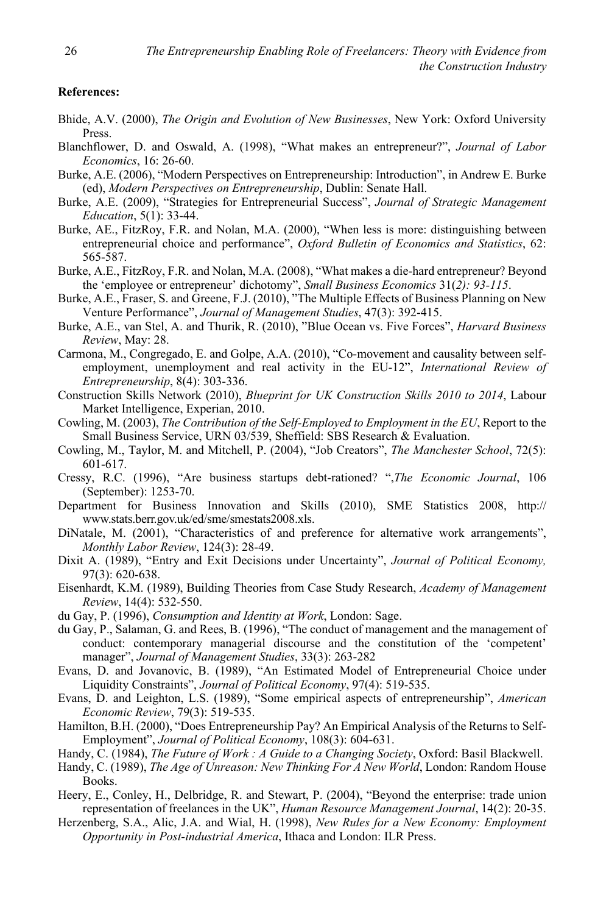**References:**

Bhide, A.V. (2000), *The Origin and Evolution of New Businesses*, New York: Oxford University Press.

Blanchflower, D. and Oswald, A. (1998), "What makes an entrepreneur?", *Journal of Labor Economics*, 16: 26-60.

Burke, A.E. (2006), "Modern Perspectives on Entrepreneurship: Introduction", in Andrew E. Burke (ed), *Modern Perspectives on Entrepreneurship*, Dublin: Senate Hall.

Burke, A.E. (2009), "Strategies for Entrepreneurial Success", *Journal of Strategic Management Education*, 5(1): 33-44.

Burke, AE., FitzRoy, F.R. and Nolan, M.A. (2000), "When less is more: distinguishing between entrepreneurial choice and performance", *Oxford Bulletin of Economics and Statistics*, 62: 565-587.

Burke, A.E., FitzRoy, F.R. and Nolan, M.A. (2008), "What makes a die-hard entrepreneur? Beyond the 'employee or entrepreneur' dichotomy", *Small Business Economics* 31(*2): 93-115*.

Burke, A.E., Fraser, S. and Greene, F.J. (2010), "The Multiple Effects of Business Planning on New Venture Performance", *Journal of Management Studies*, 47(3): 392-415.

Burke, A.E., van Stel, A. and Thurik, R. (2010), "Blue Ocean vs. Five Forces", *Harvard Business Review*, May: 28.

Carmona, M., Congregado, E. and Golpe, A.A. (2010), "Co-movement and causality between self-employment, unemployment and real activity in the EU-12", *International Review of Entrepreneurship*, 8(4): 303-336.

Construction Skills Network (2010), *Blueprint for UK Construction Skills 2010 to 2014*, Labour Market Intelligence, Experian, 2010.

Cowling, M. (2003), *The Contribution of the Self-Employed to Employment in the EU*, Report to the Small Business Service, URN 03/539, Sheffield: SBS Research & Evaluation.

Cowling, M., Taylor, M. and Mitchell, P. (2004), "Job Creators", *The Manchester School*, 72(5): 601-617.

Cressy, R.C. (1996), "Are business startups debt-rationed? ",*The Economic Journal*, 106 (September): 1253-70.

Department for Business Innovation and Skills (2010), SME Statistics 2008, http://www.stats.berr.gov.uk/ed/sme/smestats2008.xls.

DiNatale, M. (2001), "Characteristics of and preference for alternative work arrangements", *Monthly Labor Review*, 124(3): 28-49.

Dixit A. (1989), "Entry and Exit Decisions under Uncertainty", *Journal of Political Economy,* 97(3): 620-638.

Eisenhardt, K.M. (1989), Building Theories from Case Study Research, *Academy of Management Review*, 14(4): 532-550.

du Gay, P. (1996), *Consumption and Identity at Work*, London: Sage.

du Gay, P., Salaman, G. and Rees, B. (1996), "The conduct of management and the management of conduct: contemporary managerial discourse and the constitution of the 'competent' manager", *Journal of Management Studies*, 33(3): 263-282

Evans, D. and Jovanovic, B. (1989), "An Estimated Model of Entrepreneurial Choice under Liquidity Constraints", *Journal of Political Economy*, 97(4): 519-535.

Evans, D. and Leighton, L.S. (1989), "Some empirical aspects of entrepreneurship", *American Economic Review*, 79(3): 519-535.

Hamilton, B.H. (2000), "Does Entrepreneurship Pay? An Empirical Analysis of the Returns to Self-Employment", *Journal of Political Economy*, 108(3): 604-631.

Handy, C. (1984), *The Future of Work : A Guide to a Changing Society*, Oxford: Basil Blackwell.

Handy, C. (1989), *The Age of Unreason: New Thinking For A New World*, London: Random House Books.

Heery, E., Conley, H., Delbridge, R. and Stewart, P. (2004), "Beyond the enterprise: trade union representation of freelances in the UK", *Human Resource Management Journal*, 14(2): 20-35.

Herzenberg, S.A., Alic, J.A. and Wial, H. (1998), *New Rules for a New Economy: Employment Opportunity in Post-industrial America*, Ithaca and London: ILR Press.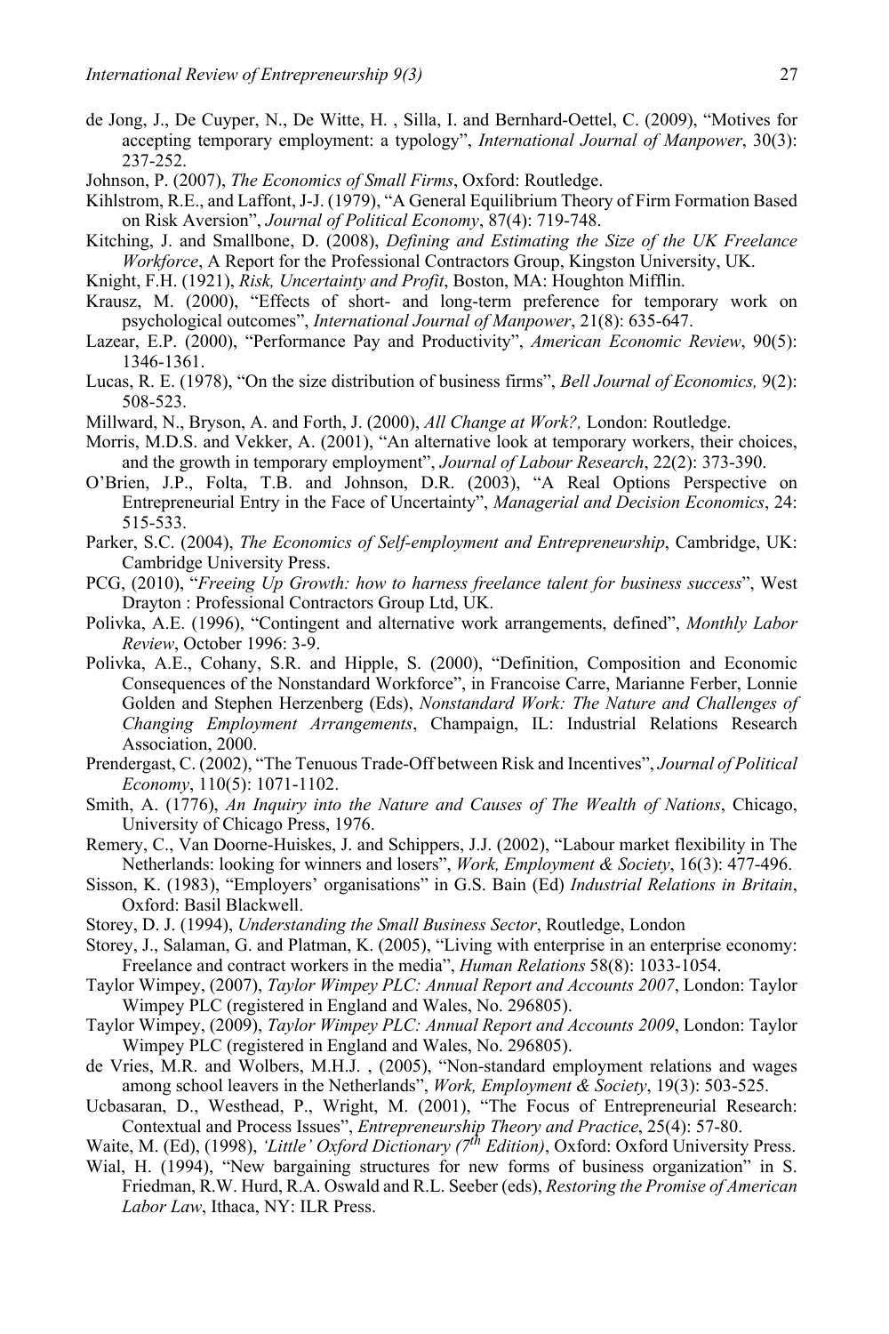de Jong, J., De Cuyper, N., De Witte, H. , Silla, I. and Bernhard-Oettel, C. (2009), "Motives for accepting temporary employment: a typology", *International Journal of Manpower*, 30(3): 237-252.

Johnson, P. (2007), *The Economics of Small Firms*, Oxford: Routledge.

Kihlstrom, R.E., and Laffont, J-J. (1979), "A General Equilibrium Theory of Firm Formation Based on Risk Aversion", *Journal of Political Economy*, 87(4): 719-748.

Kitching, J. and Smallbone, D. (2008), *Defining and Estimating the Size of the UK Freelance Workforce*, A Report for the Professional Contractors Group, Kingston University, UK.

Knight, F.H. (1921), *Risk, Uncertainty and Profit*, Boston, MA: Houghton Mifflin.

Krausz, M. (2000), "Effects of short- and long-term preference for temporary work on psychological outcomes", *International Journal of Manpower*, 21(8): 635-647.

Lazear, E.P. (2000), "Performance Pay and Productivity", *American Economic Review*, 90(5): 1346-1361.

Lucas, R. E. (1978), "On the size distribution of business firms", *Bell Journal of Economics,* 9(2): 508-523.

Millward, N., Bryson, A. and Forth, J. (2000), *All Change at Work?,* London: Routledge.

Morris, M.D.S. and Vekker, A. (2001), "An alternative look at temporary workers, their choices, and the growth in temporary employment", *Journal of Labour Research*, 22(2): 373-390.

O'Brien, J.P., Folta, T.B. and Johnson, D.R. (2003), "A Real Options Perspective on Entrepreneurial Entry in the Face of Uncertainty", *Managerial and Decision Economics*, 24: 515-533.

Parker, S.C. (2004), *The Economics of Self-employment and Entrepreneurship*, Cambridge, UK: Cambridge University Press.

PCG, (2010), "*Freeing Up Growth: how to harness freelance talent for business success*", West Drayton : Professional Contractors Group Ltd, UK.

Polivka, A.E. (1996), "Contingent and alternative work arrangements, defined", *Monthly Labor Review*, October 1996: 3-9.

Polivka, A.E., Cohany, S.R. and Hipple, S. (2000), "Definition, Composition and Economic Consequences of the Nonstandard Workforce", in Francoise Carre, Marianne Ferber, Lonnie Golden and Stephen Herzenberg (Eds), *Nonstandard Work: The Nature and Challenges of Changing Employment Arrangements*, Champaign, IL: Industrial Relations Research Association, 2000.

Prendergast, C. (2002), "The Tenuous Trade-Off between Risk and Incentives", *Journal of Political Economy*, 110(5): 1071-1102.

Smith, A. (1776), *An Inquiry into the Nature and Causes of The Wealth of Nations*, Chicago, University of Chicago Press, 1976.

Remery, C., Van Doorne-Huiskes, J. and Schippers, J.J. (2002), "Labour market flexibility in The Netherlands: looking for winners and losers", *Work, Employment & Society*, 16(3): 477-496.

Sisson, K. (1983), "Employers' organisations" in G.S. Bain (Ed) *Industrial Relations in Britain*, Oxford: Basil Blackwell.

Storey, D. J. (1994), *Understanding the Small Business Sector*, Routledge, London

Storey, J., Salaman, G. and Platman, K. (2005), "Living with enterprise in an enterprise economy: Freelance and contract workers in the media", *Human Relations* 58(8): 1033-1054.

Taylor Wimpey, (2007), *Taylor Wimpey PLC: Annual Report and Accounts 2007*, London: Taylor Wimpey PLC (registered in England and Wales, No. 296805).

Taylor Wimpey, (2009), *Taylor Wimpey PLC: Annual Report and Accounts 2009*, London: Taylor Wimpey PLC (registered in England and Wales, No. 296805).

de Vries, M.R. and Wolbers, M.H.J. , (2005), "Non-standard employment relations and wages among school leavers in the Netherlands", *Work, Employment & Society*, 19(3): 503-525.

Ucbasaran, D., Westhead, P., Wright, M. (2001), "The Focus of Entrepreneurial Research: Contextual and Process Issues", *Entrepreneurship Theory and Practice*, 25(4): 57-80.

Waite, M. (Ed), (1998), *'Little' Oxford Dictionary (7th Edition)*, Oxford: Oxford University Press.

Wial, H. (1994), "New bargaining structures for new forms of business organization" in S. Friedman, R.W. Hurd, R.A. Oswald and R.L. Seeber (eds), *Restoring the Promise of American Labor Law*, Ithaca, NY: ILR Press.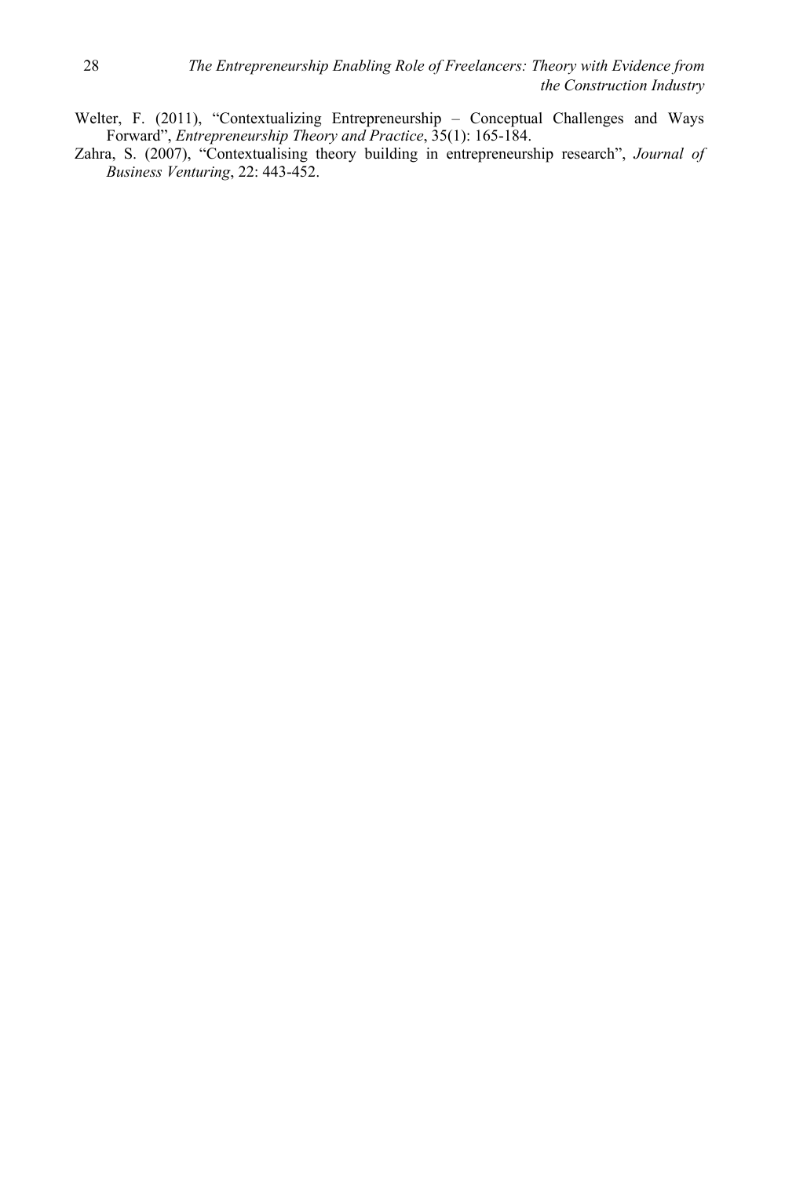Welter, F. (2011), "Contextualizing Entrepreneurship – Conceptual Challenges and Ways Forward", *Entrepreneurship Theory and Practice*, 35(1): 165-184.

Zahra, S. (2007), "Contextualising theory building in entrepreneurship research", *Journal of Business Venturing*, 22: 443-452.